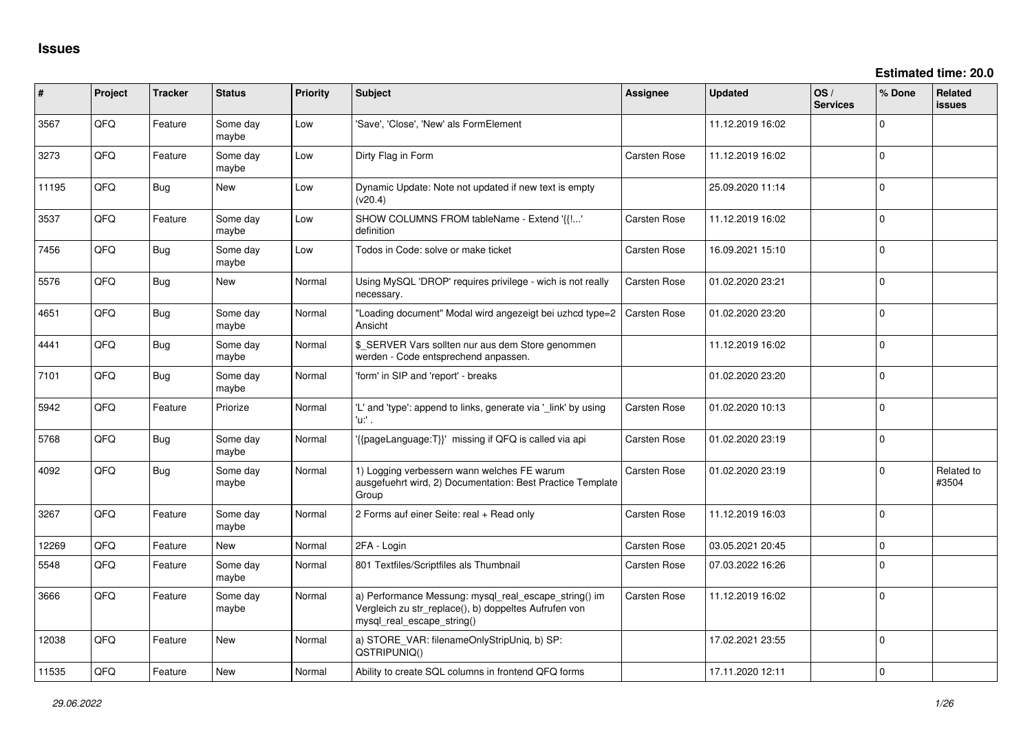# Issues

**Estimated time: 20.0**

| # | Project | Tracker | Status | Priority | Subject | Assignee | Updated | OS / Services | % Done | Related issues |
|---|---|---|---|---|---|---|---|---|---|---|
| 3567 | QFQ | Feature | Some day maybe | Low | 'Save', 'Close', 'New' als FormElement | | 11.12.2019 16:02 | | 0 | |
| 3273 | QFQ | Feature | Some day maybe | Low | Dirty Flag in Form | Carsten Rose | 11.12.2019 16:02 | | 0 | |
| 11195 | QFQ | Bug | New | Low | Dynamic Update: Note not updated if new text is empty (v20.4) | | 25.09.2020 11:14 | | 0 | |
| 3537 | QFQ | Feature | Some day maybe | Low | SHOW COLUMNS FROM tableName - Extend '{{!...' definition | Carsten Rose | 11.12.2019 16:02 | | 0 | |
| 7456 | QFQ | Bug | Some day maybe | Low | Todos in Code: solve or make ticket | Carsten Rose | 16.09.2021 15:10 | | 0 | |
| 5576 | QFQ | Bug | New | Normal | Using MySQL 'DROP' requires privilege - wich is not really necessary. | Carsten Rose | 01.02.2020 23:21 | | 0 | |
| 4651 | QFQ | Bug | Some day maybe | Normal | "Loading document" Modal wird angezeigt bei uzhcd type=2 Ansicht | Carsten Rose | 01.02.2020 23:20 | | 0 | |
| 4441 | QFQ | Bug | Some day maybe | Normal | $_SERVER Vars sollten nur aus dem Store genommen werden - Code entsprechend anpassen. | | 11.12.2019 16:02 | | 0 | |
| 7101 | QFQ | Bug | Some day maybe | Normal | 'form' in SIP and 'report' - breaks | | 01.02.2020 23:20 | | 0 | |
| 5942 | QFQ | Feature | Priorize | Normal | 'L' and 'type': append to links, generate via '_link' by using 'u:' . | Carsten Rose | 01.02.2020 10:13 | | 0 | |
| 5768 | QFQ | Bug | Some day maybe | Normal | '{{pageLanguage:T}}' missing if QFQ is called via api | Carsten Rose | 01.02.2020 23:19 | | 0 | |
| 4092 | QFQ | Bug | Some day maybe | Normal | 1) Logging verbessern wann welches FE warum ausgefuehrt wird, 2) Documentation: Best Practice Template Group | Carsten Rose | 01.02.2020 23:19 | | 0 | Related to #3504 |
| 3267 | QFQ | Feature | Some day maybe | Normal | 2 Forms auf einer Seite: real + Read only | Carsten Rose | 11.12.2019 16:03 | | 0 | |
| 12269 | QFQ | Feature | New | Normal | 2FA - Login | Carsten Rose | 03.05.2021 20:45 | | 0 | |
| 5548 | QFQ | Feature | Some day maybe | Normal | 801 Textfiles/Scriptfiles als Thumbnail | Carsten Rose | 07.03.2022 16:26 | | 0 | |
| 3666 | QFQ | Feature | Some day maybe | Normal | a) Performance Messung: mysql_real_escape_string() im Vergleich zu str_replace(), b) doppeltes Aufrufen von mysql_real_escape_string() | Carsten Rose | 11.12.2019 16:02 | | 0 | |
| 12038 | QFQ | Feature | New | Normal | a) STORE_VAR: filenameOnlyStripUniq, b) SP: QSTRIPUNIQ() | | 17.02.2021 23:55 | | 0 | |
| 11535 | QFQ | Feature | New | Normal | Ability to create SQL columns in frontend QFQ forms | | 17.11.2020 12:11 | | 0 | |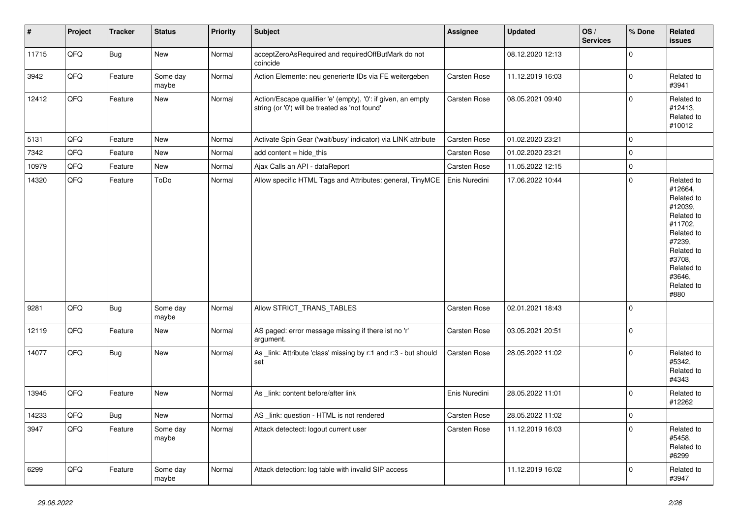| # | Project | Tracker | Status | Priority | Subject | Assignee | Updated | OS / Services | % Done | Related issues |
|---|---|---|---|---|---|---|---|---|---|---|
| 11715 | QFQ | Bug | New | Normal | acceptZeroAsRequired and requiredOffButMark do not coincide | | 08.12.2020 12:13 | | 0 | |
| 3942 | QFQ | Feature | Some day maybe | Normal | Action Elemente: neu generierte IDs via FE weitergeben | Carsten Rose | 11.12.2019 16:03 | | 0 | Related to #3941 |
| 12412 | QFQ | Feature | New | Normal | Action/Escape qualifier 'e' (empty), '0': if given, an empty string (or '0') will be treated as 'not found' | Carsten Rose | 08.05.2021 09:40 | | 0 | Related to #12413, Related to #10012 |
| 5131 | QFQ | Feature | New | Normal | Activate Spin Gear ('wait/busy' indicator) via LINK attribute | Carsten Rose | 01.02.2020 23:21 | | 0 | |
| 7342 | QFQ | Feature | New | Normal | add content = hide_this | Carsten Rose | 01.02.2020 23:21 | | 0 | |
| 10979 | QFQ | Feature | New | Normal | Ajax Calls an API - dataReport | Carsten Rose | 11.05.2022 12:15 | | 0 | |
| 14320 | QFQ | Feature | ToDo | Normal | Allow specific HTML Tags and Attributes: general, TinyMCE | Enis Nuredini | 17.06.2022 10:44 | | 0 | Related to #12664, Related to #12039, Related to #11702, Related to #7239, Related to #3708, Related to #3646, Related to #880 |
| 9281 | QFQ | Bug | Some day maybe | Normal | Allow STRICT_TRANS_TABLES | Carsten Rose | 02.01.2021 18:43 | | 0 | |
| 12119 | QFQ | Feature | New | Normal | AS paged: error message missing if there ist no 'r' argument. | Carsten Rose | 03.05.2021 20:51 | | 0 | |
| 14077 | QFQ | Bug | New | Normal | As _link: Attribute 'class' missing by r:1 and r:3 - but should set | Carsten Rose | 28.05.2022 11:02 | | 0 | Related to #5342, Related to #4343 |
| 13945 | QFQ | Feature | New | Normal | As _link: content before/after link | Enis Nuredini | 28.05.2022 11:01 | | 0 | Related to #12262 |
| 14233 | QFQ | Bug | New | Normal | AS _link: question - HTML is not rendered | Carsten Rose | 28.05.2022 11:02 | | 0 | |
| 3947 | QFQ | Feature | Some day maybe | Normal | Attack detectect: logout current user | Carsten Rose | 11.12.2019 16:03 | | 0 | Related to #5458, Related to #6299 |
| 6299 | QFQ | Feature | Some day maybe | Normal | Attack detection: log table with invalid SIP access | | 11.12.2019 16:02 | | 0 | Related to #3947 |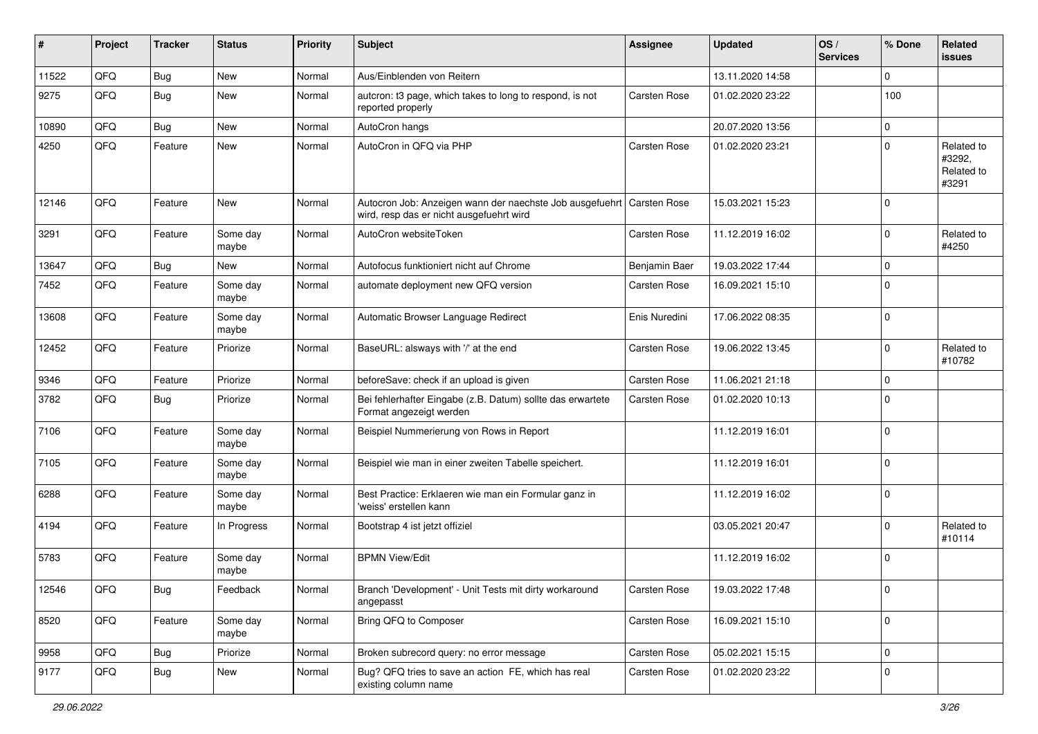| # | Project | Tracker | Status | Priority | Subject | Assignee | Updated | OS / Services | % Done | Related issues |
|---|---|---|---|---|---|---|---|---|---|---|
| 11522 | QFQ | Bug | New | Normal | Aus/Einblenden von Reitern | | 13.11.2020 14:58 | | 0 | |
| 9275 | QFQ | Bug | New | Normal | autcron: t3 page, which takes to long to respond, is not reported properly | Carsten Rose | 01.02.2020 23:22 | | 100 | |
| 10890 | QFQ | Bug | New | Normal | AutoCron hangs | | 20.07.2020 13:56 | | 0 | |
| 4250 | QFQ | Feature | New | Normal | AutoCron in QFQ via PHP | Carsten Rose | 01.02.2020 23:21 | | 0 | Related to #3292, Related to #3291 |
| 12146 | QFQ | Feature | New | Normal | Autocron Job: Anzeigen wann der naechste Job ausgefuehrt wird, resp das er nicht ausgefuehrt wird | Carsten Rose | 15.03.2021 15:23 | | 0 | |
| 3291 | QFQ | Feature | Some day maybe | Normal | AutoCron websiteToken | Carsten Rose | 11.12.2019 16:02 | | 0 | Related to #4250 |
| 13647 | QFQ | Bug | New | Normal | Autofocus funktioniert nicht auf Chrome | Benjamin Baer | 19.03.2022 17:44 | | 0 | |
| 7452 | QFQ | Feature | Some day maybe | Normal | automate deployment new QFQ version | Carsten Rose | 16.09.2021 15:10 | | 0 | |
| 13608 | QFQ | Feature | Some day maybe | Normal | Automatic Browser Language Redirect | Enis Nuredini | 17.06.2022 08:35 | | 0 | |
| 12452 | QFQ | Feature | Priorize | Normal | BaseURL: alsways with '/' at the end | Carsten Rose | 19.06.2022 13:45 | | 0 | Related to #10782 |
| 9346 | QFQ | Feature | Priorize | Normal | beforeSave: check if an upload is given | Carsten Rose | 11.06.2021 21:18 | | 0 | |
| 3782 | QFQ | Bug | Priorize | Normal | Bei fehlerhafter Eingabe (z.B. Datum) sollte das erwartete Format angezeigt werden | Carsten Rose | 01.02.2020 10:13 | | 0 | |
| 7106 | QFQ | Feature | Some day maybe | Normal | Beispiel Nummerierung von Rows in Report | | 11.12.2019 16:01 | | 0 | |
| 7105 | QFQ | Feature | Some day maybe | Normal | Beispiel wie man in einer zweiten Tabelle speichert. | | 11.12.2019 16:01 | | 0 | |
| 6288 | QFQ | Feature | Some day maybe | Normal | Best Practice: Erklaeren wie man ein Formular ganz in 'weiss' erstellen kann | | 11.12.2019 16:02 | | 0 | |
| 4194 | QFQ | Feature | In Progress | Normal | Bootstrap 4 ist jetzt offiziel | | 03.05.2021 20:47 | | 0 | Related to #10114 |
| 5783 | QFQ | Feature | Some day maybe | Normal | BPMN View/Edit | | 11.12.2019 16:02 | | 0 | |
| 12546 | QFQ | Bug | Feedback | Normal | Branch 'Development' - Unit Tests mit dirty workaround angepasst | Carsten Rose | 19.03.2022 17:48 | | 0 | |
| 8520 | QFQ | Feature | Some day maybe | Normal | Bring QFQ to Composer | Carsten Rose | 16.09.2021 15:10 | | 0 | |
| 9958 | QFQ | Bug | Priorize | Normal | Broken subrecord query: no error message | Carsten Rose | 05.02.2021 15:15 | | 0 | |
| 9177 | QFQ | Bug | New | Normal | Bug? QFQ tries to save an action FE, which has real existing column name | Carsten Rose | 01.02.2020 23:22 | | 0 | |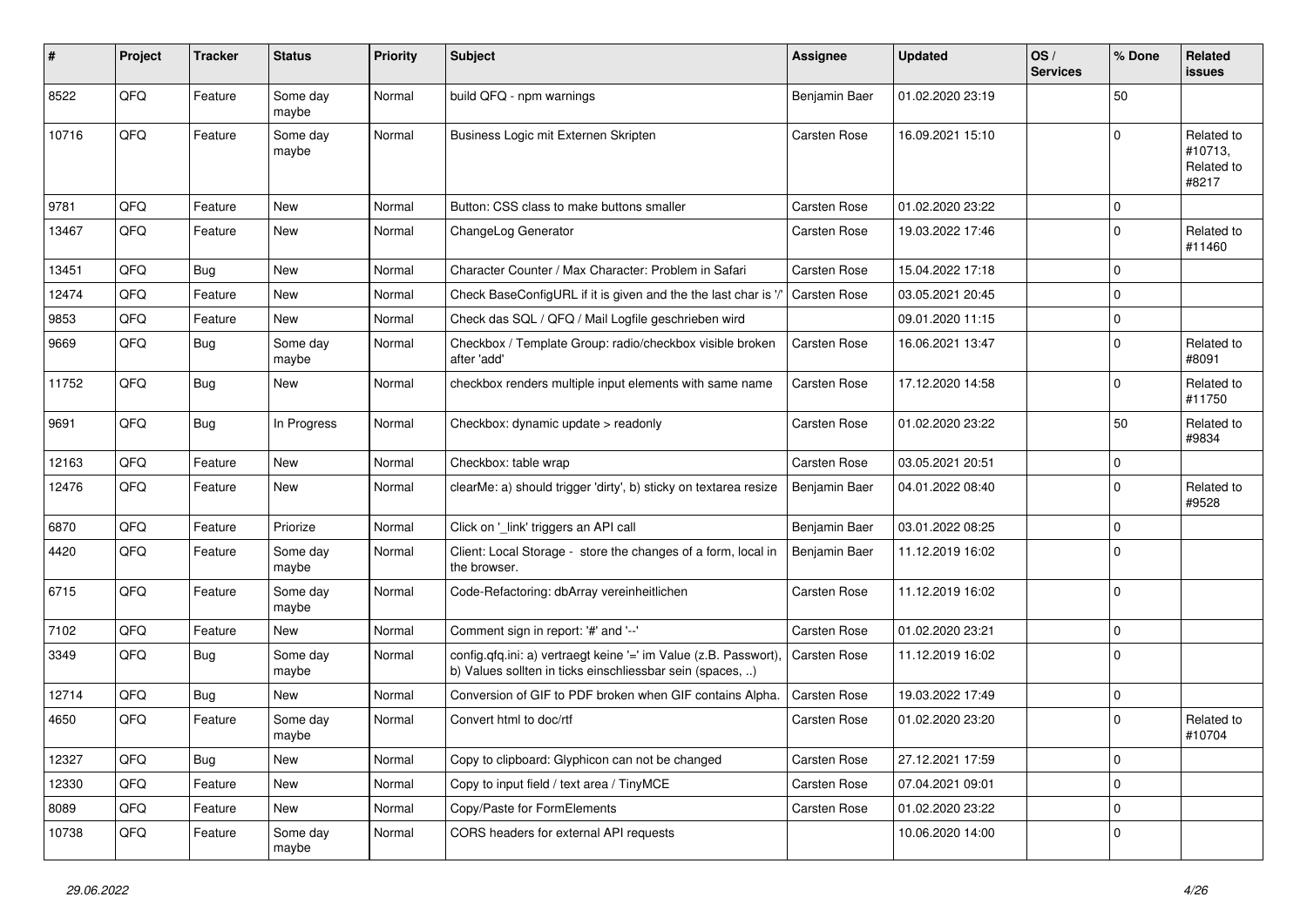| # | Project | Tracker | Status | Priority | Subject | Assignee | Updated | OS / Services | % Done | Related issues |
|---|---|---|---|---|---|---|---|---|---|---|
| 8522 | QFQ | Feature | Some day maybe | Normal | build QFQ - npm warnings | Benjamin Baer | 01.02.2020 23:19 | | 50 | |
| 10716 | QFQ | Feature | Some day maybe | Normal | Business Logic mit Externen Skripten | Carsten Rose | 16.09.2021 15:10 | | 0 | Related to #10713, Related to #8217 |
| 9781 | QFQ | Feature | New | Normal | Button: CSS class to make buttons smaller | Carsten Rose | 01.02.2020 23:22 | | 0 | |
| 13467 | QFQ | Feature | New | Normal | ChangeLog Generator | Carsten Rose | 19.03.2022 17:46 | | 0 | Related to #11460 |
| 13451 | QFQ | Bug | New | Normal | Character Counter / Max Character: Problem in Safari | Carsten Rose | 15.04.2022 17:18 | | 0 | |
| 12474 | QFQ | Feature | New | Normal | Check BaseConfigURL if it is given and the the last char is '/' | Carsten Rose | 03.05.2021 20:45 | | 0 | |
| 9853 | QFQ | Feature | New | Normal | Check das SQL / QFQ / Mail Logfile geschrieben wird | | 09.01.2020 11:15 | | 0 | |
| 9669 | QFQ | Bug | Some day maybe | Normal | Checkbox / Template Group: radio/checkbox visible broken after 'add' | Carsten Rose | 16.06.2021 13:47 | | 0 | Related to #8091 |
| 11752 | QFQ | Bug | New | Normal | checkbox renders multiple input elements with same name | Carsten Rose | 17.12.2020 14:58 | | 0 | Related to #11750 |
| 9691 | QFQ | Bug | In Progress | Normal | Checkbox: dynamic update > readonly | Carsten Rose | 01.02.2020 23:22 | | 50 | Related to #9834 |
| 12163 | QFQ | Feature | New | Normal | Checkbox: table wrap | Carsten Rose | 03.05.2021 20:51 | | 0 | |
| 12476 | QFQ | Feature | New | Normal | clearMe: a) should trigger 'dirty', b) sticky on textarea resize | Benjamin Baer | 04.01.2022 08:40 | | 0 | Related to #9528 |
| 6870 | QFQ | Feature | Priorize | Normal | Click on '_link' triggers an API call | Benjamin Baer | 03.01.2022 08:25 | | 0 | |
| 4420 | QFQ | Feature | Some day maybe | Normal | Client: Local Storage - store the changes of a form, local in the browser. | Benjamin Baer | 11.12.2019 16:02 | | 0 | |
| 6715 | QFQ | Feature | Some day maybe | Normal | Code-Refactoring: dbArray vereinheitlichen | Carsten Rose | 11.12.2019 16:02 | | 0 | |
| 7102 | QFQ | Feature | New | Normal | Comment sign in report: '#' and '--' | Carsten Rose | 01.02.2020 23:21 | | 0 | |
| 3349 | QFQ | Bug | Some day maybe | Normal | config.qfq.ini: a) vertraegt keine '=' im Value (z.B. Passwort), b) Values sollten in ticks einschliessbar sein (spaces, ..) | Carsten Rose | 11.12.2019 16:02 | | 0 | |
| 12714 | QFQ | Bug | New | Normal | Conversion of GIF to PDF broken when GIF contains Alpha. | Carsten Rose | 19.03.2022 17:49 | | 0 | |
| 4650 | QFQ | Feature | Some day maybe | Normal | Convert html to doc/rtf | Carsten Rose | 01.02.2020 23:20 | | 0 | Related to #10704 |
| 12327 | QFQ | Bug | New | Normal | Copy to clipboard: Glyphicon can not be changed | Carsten Rose | 27.12.2021 17:59 | | 0 | |
| 12330 | QFQ | Feature | New | Normal | Copy to input field / text area / TinyMCE | Carsten Rose | 07.04.2021 09:01 | | 0 | |
| 8089 | QFQ | Feature | New | Normal | Copy/Paste for FormElements | Carsten Rose | 01.02.2020 23:22 | | 0 | |
| 10738 | QFQ | Feature | Some day maybe | Normal | CORS headers for external API requests | | 10.06.2020 14:00 | | 0 | |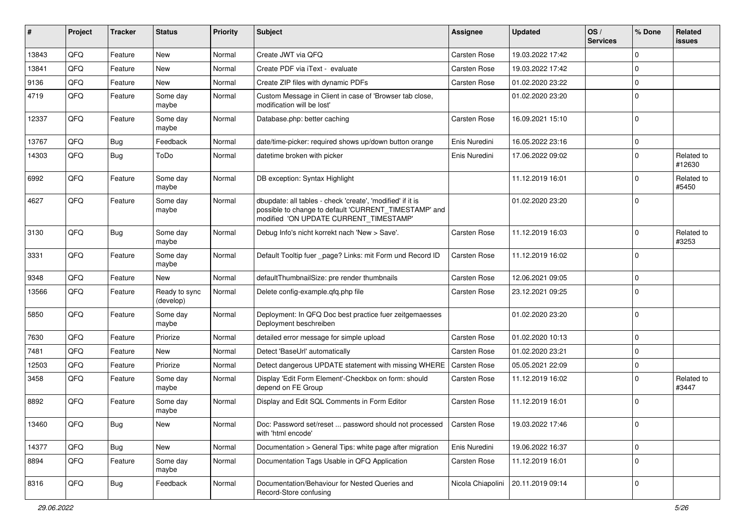| # | Project | Tracker | Status | Priority | Subject | Assignee | Updated | OS / Services | % Done | Related issues |
|---|---|---|---|---|---|---|---|---|---|---|
| 13843 | QFQ | Feature | New | Normal | Create JWT via QFQ | Carsten Rose | 19.03.2022 17:42 | | 0 | |
| 13841 | QFQ | Feature | New | Normal | Create PDF via iText - evaluate | Carsten Rose | 19.03.2022 17:42 | | 0 | |
| 9136 | QFQ | Feature | New | Normal | Create ZIP files with dynamic PDFs | Carsten Rose | 01.02.2020 23:22 | | 0 | |
| 4719 | QFQ | Feature | Some day maybe | Normal | Custom Message in Client in case of 'Browser tab close, modification will be lost' | | 01.02.2020 23:20 | | 0 | |
| 12337 | QFQ | Feature | Some day maybe | Normal | Database.php: better caching | Carsten Rose | 16.09.2021 15:10 | | 0 | |
| 13767 | QFQ | Bug | Feedback | Normal | date/time-picker: required shows up/down button orange | Enis Nuredini | 16.05.2022 23:16 | | 0 | |
| 14303 | QFQ | Bug | ToDo | Normal | datetime broken with picker | Enis Nuredini | 17.06.2022 09:02 | | 0 | Related to #12630 |
| 6992 | QFQ | Feature | Some day maybe | Normal | DB exception: Syntax Highlight | | 11.12.2019 16:01 | | 0 | Related to #5450 |
| 4627 | QFQ | Feature | Some day maybe | Normal | dbupdate: all tables - check 'create', 'modified' if it is possible to change to default 'CURRENT_TIMESTAMP' and modified 'ON UPDATE CURRENT_TIMESTAMP' | | 01.02.2020 23:20 | | 0 | |
| 3130 | QFQ | Bug | Some day maybe | Normal | Debug Info's nicht korrekt nach 'New > Save'. | Carsten Rose | 11.12.2019 16:03 | | 0 | Related to #3253 |
| 3331 | QFQ | Feature | Some day maybe | Normal | Default Tooltip fuer _page? Links: mit Form und Record ID | Carsten Rose | 11.12.2019 16:02 | | 0 | |
| 9348 | QFQ | Feature | New | Normal | defaultThumbnailSize: pre render thumbnails | Carsten Rose | 12.06.2021 09:05 | | 0 | |
| 13566 | QFQ | Feature | Ready to sync (develop) | Normal | Delete config-example.qfq.php file | Carsten Rose | 23.12.2021 09:25 | | 0 | |
| 5850 | QFQ | Feature | Some day maybe | Normal | Deployment: In QFQ Doc best practice fuer zeitgemaesses Deployment beschreiben | | 01.02.2020 23:20 | | 0 | |
| 7630 | QFQ | Feature | Priorize | Normal | detailed error message for simple upload | Carsten Rose | 01.02.2020 10:13 | | 0 | |
| 7481 | QFQ | Feature | New | Normal | Detect 'BaseUrl' automatically | Carsten Rose | 01.02.2020 23:21 | | 0 | |
| 12503 | QFQ | Feature | Priorize | Normal | Detect dangerous UPDATE statement with missing WHERE | Carsten Rose | 05.05.2021 22:09 | | 0 | |
| 3458 | QFQ | Feature | Some day maybe | Normal | Display 'Edit Form Element'-Checkbox on form: should depend on FE Group | Carsten Rose | 11.12.2019 16:02 | | 0 | Related to #3447 |
| 8892 | QFQ | Feature | Some day maybe | Normal | Display and Edit SQL Comments in Form Editor | Carsten Rose | 11.12.2019 16:01 | | 0 | |
| 13460 | QFQ | Bug | New | Normal | Doc: Password set/reset ... password should not processed with 'html encode' | Carsten Rose | 19.03.2022 17:46 | | 0 | |
| 14377 | QFQ | Bug | New | Normal | Documentation > General Tips: white page after migration | Enis Nuredini | 19.06.2022 16:37 | | 0 | |
| 8894 | QFQ | Feature | Some day maybe | Normal | Documentation Tags Usable in QFQ Application | Carsten Rose | 11.12.2019 16:01 | | 0 | |
| 8316 | QFQ | Bug | Feedback | Normal | Documentation/Behaviour for Nested Queries and Record-Store confusing | Nicola Chiapolini | 20.11.2019 09:14 | | 0 | |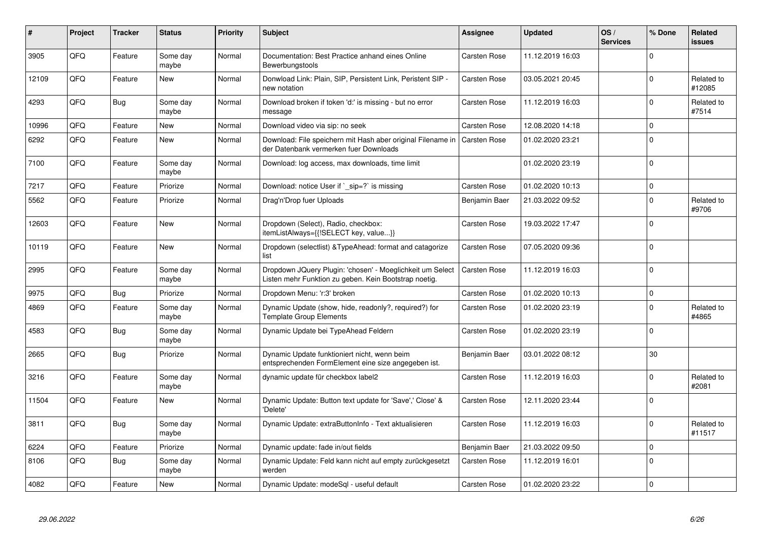| # | Project | Tracker | Status | Priority | Subject | Assignee | Updated | OS / Services | % Done | Related issues |
|---|---|---|---|---|---|---|---|---|---|---|
| 3905 | QFQ | Feature | Some day maybe | Normal | Documentation: Best Practice anhand eines Online Bewerbungstools | Carsten Rose | 11.12.2019 16:03 | | 0 | |
| 12109 | QFQ | Feature | New | Normal | Donwload Link: Plain, SIP, Persistent Link, Peristent SIP - new notation | Carsten Rose | 03.05.2021 20:45 | | 0 | Related to #12085 |
| 4293 | QFQ | Bug | Some day maybe | Normal | Download broken if token 'd:' is missing - but no error message | Carsten Rose | 11.12.2019 16:03 | | 0 | Related to #7514 |
| 10996 | QFQ | Feature | New | Normal | Download video via sip: no seek | Carsten Rose | 12.08.2020 14:18 | | 0 | |
| 6292 | QFQ | Feature | New | Normal | Download: File speichern mit Hash aber original Filename in der Datenbank vermerken fuer Downloads | Carsten Rose | 01.02.2020 23:21 | | 0 | |
| 7100 | QFQ | Feature | Some day maybe | Normal | Download: log access, max downloads, time limit | | 01.02.2020 23:19 | | 0 | |
| 7217 | QFQ | Feature | Priorize | Normal | Download: notice User if `_sip=?` is missing | Carsten Rose | 01.02.2020 10:13 | | 0 | |
| 5562 | QFQ | Feature | Priorize | Normal | Drag'n'Drop fuer Uploads | Benjamin Baer | 21.03.2022 09:52 | | 0 | Related to #9706 |
| 12603 | QFQ | Feature | New | Normal | Dropdown (Select), Radio, checkbox: itemListAlways={{!SELECT key, value...}} | Carsten Rose | 19.03.2022 17:47 | | 0 | |
| 10119 | QFQ | Feature | New | Normal | Dropdown (selectlist) &TypeAhead: format and catagorize list | Carsten Rose | 07.05.2020 09:36 | | 0 | |
| 2995 | QFQ | Feature | Some day maybe | Normal | Dropdown JQuery Plugin: 'chosen' - Moeglichkeit um Select Listen mehr Funktion zu geben. Kein Bootstrap noetig. | Carsten Rose | 11.12.2019 16:03 | | 0 | |
| 9975 | QFQ | Bug | Priorize | Normal | Dropdown Menu: 'r:3' broken | Carsten Rose | 01.02.2020 10:13 | | 0 | |
| 4869 | QFQ | Feature | Some day maybe | Normal | Dynamic Update (show, hide, readonly?, required?) for Template Group Elements | Carsten Rose | 01.02.2020 23:19 | | 0 | Related to #4865 |
| 4583 | QFQ | Bug | Some day maybe | Normal | Dynamic Update bei TypeAhead Feldern | Carsten Rose | 01.02.2020 23:19 | | 0 | |
| 2665 | QFQ | Bug | Priorize | Normal | Dynamic Update funktioniert nicht, wenn beim entsprechenden FormElement eine size angegeben ist. | Benjamin Baer | 03.01.2022 08:12 | | 30 | |
| 3216 | QFQ | Feature | Some day maybe | Normal | dynamic update für checkbox label2 | Carsten Rose | 11.12.2019 16:03 | | 0 | Related to #2081 |
| 11504 | QFQ | Feature | New | Normal | Dynamic Update: Button text update for 'Save',' Close' & 'Delete' | Carsten Rose | 12.11.2020 23:44 | | 0 | |
| 3811 | QFQ | Bug | Some day maybe | Normal | Dynamic Update: extraButtonInfo - Text aktualisieren | Carsten Rose | 11.12.2019 16:03 | | 0 | Related to #11517 |
| 6224 | QFQ | Feature | Priorize | Normal | Dynamic update: fade in/out fields | Benjamin Baer | 21.03.2022 09:50 | | 0 | |
| 8106 | QFQ | Bug | Some day maybe | Normal | Dynamic Update: Feld kann nicht auf empty zurückgesetzt werden | Carsten Rose | 11.12.2019 16:01 | | 0 | |
| 4082 | QFQ | Feature | New | Normal | Dynamic Update: modeSql - useful default | Carsten Rose | 01.02.2020 23:22 | | 0 | |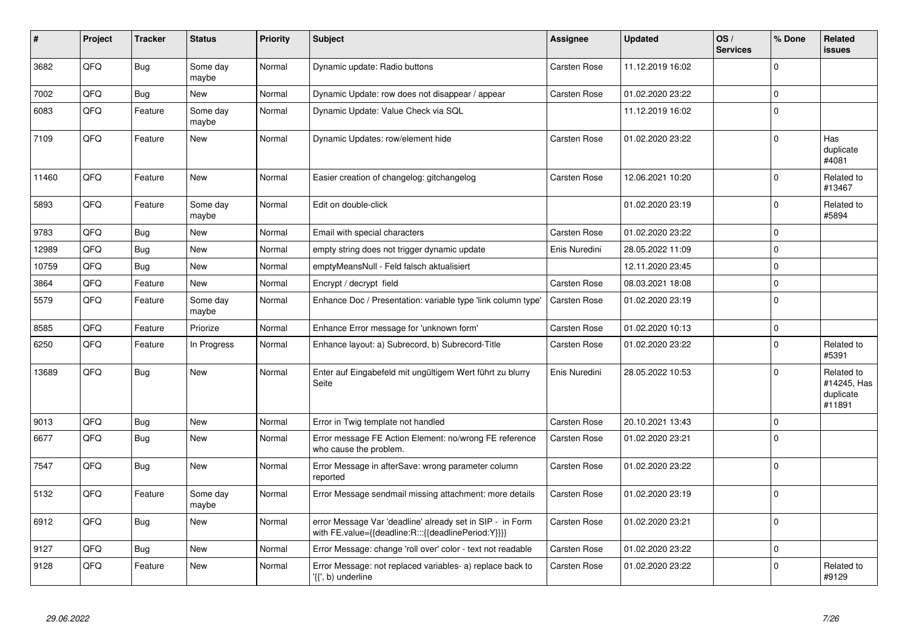| # | Project | Tracker | Status | Priority | Subject | Assignee | Updated | OS / Services | % Done | Related issues |
|---|---|---|---|---|---|---|---|---|---|---|
| 3682 | QFQ | Bug | Some day maybe | Normal | Dynamic update: Radio buttons | Carsten Rose | 11.12.2019 16:02 | | 0 | |
| 7002 | QFQ | Bug | New | Normal | Dynamic Update: row does not disappear / appear | Carsten Rose | 01.02.2020 23:22 | | 0 | |
| 6083 | QFQ | Feature | Some day maybe | Normal | Dynamic Update: Value Check via SQL | | 11.12.2019 16:02 | | 0 | |
| 7109 | QFQ | Feature | New | Normal | Dynamic Updates: row/element hide | Carsten Rose | 01.02.2020 23:22 | | 0 | Has duplicate #4081 |
| 11460 | QFQ | Feature | New | Normal | Easier creation of changelog: gitchangelog | Carsten Rose | 12.06.2021 10:20 | | 0 | Related to #13467 |
| 5893 | QFQ | Feature | Some day maybe | Normal | Edit on double-click | | 01.02.2020 23:19 | | 0 | Related to #5894 |
| 9783 | QFQ | Bug | New | Normal | Email with special characters | Carsten Rose | 01.02.2020 23:22 | | 0 | |
| 12989 | QFQ | Bug | New | Normal | empty string does not trigger dynamic update | Enis Nuredini | 28.05.2022 11:09 | | 0 | |
| 10759 | QFQ | Bug | New | Normal | emptyMeansNull - Feld falsch aktualisiert | | 12.11.2020 23:45 | | 0 | |
| 3864 | QFQ | Feature | New | Normal | Encrypt / decrypt field | Carsten Rose | 08.03.2021 18:08 | | 0 | |
| 5579 | QFQ | Feature | Some day maybe | Normal | Enhance Doc / Presentation: variable type 'link column type' | Carsten Rose | 01.02.2020 23:19 | | 0 | |
| 8585 | QFQ | Feature | Priorize | Normal | Enhance Error message for 'unknown form' | Carsten Rose | 01.02.2020 10:13 | | 0 | |
| 6250 | QFQ | Feature | In Progress | Normal | Enhance layout: a) Subrecord, b) Subrecord-Title | Carsten Rose | 01.02.2020 23:22 | | 0 | Related to #5391 |
| 13689 | QFQ | Bug | New | Normal | Enter auf Eingabefeld mit ungültigem Wert führt zu blurry Seite | Enis Nuredini | 28.05.2022 10:53 | | 0 | Related to #14245, Has duplicate #11891 |
| 9013 | QFQ | Bug | New | Normal | Error in Twig template not handled | Carsten Rose | 20.10.2021 13:43 | | 0 | |
| 6677 | QFQ | Bug | New | Normal | Error message FE Action Element: no/wrong FE reference who cause the problem. | Carsten Rose | 01.02.2020 23:21 | | 0 | |
| 7547 | QFQ | Bug | New | Normal | Error Message in afterSave: wrong parameter column reported | Carsten Rose | 01.02.2020 23:22 | | 0 | |
| 5132 | QFQ | Feature | Some day maybe | Normal | Error Message sendmail missing attachment: more details | Carsten Rose | 01.02.2020 23:19 | | 0 | |
| 6912 | QFQ | Bug | New | Normal | error Message Var 'deadline' already set in SIP - in Form with FE.value={{deadline:R:::{{deadlinePeriod:Y}}}} | Carsten Rose | 01.02.2020 23:21 | | 0 | |
| 9127 | QFQ | Bug | New | Normal | Error Message: change 'roll over' color - text not readable | Carsten Rose | 01.02.2020 23:22 | | 0 | |
| 9128 | QFQ | Feature | New | Normal | Error Message: not replaced variables- a) replace back to '{{', b) underline | Carsten Rose | 01.02.2020 23:22 | | 0 | Related to #9129 |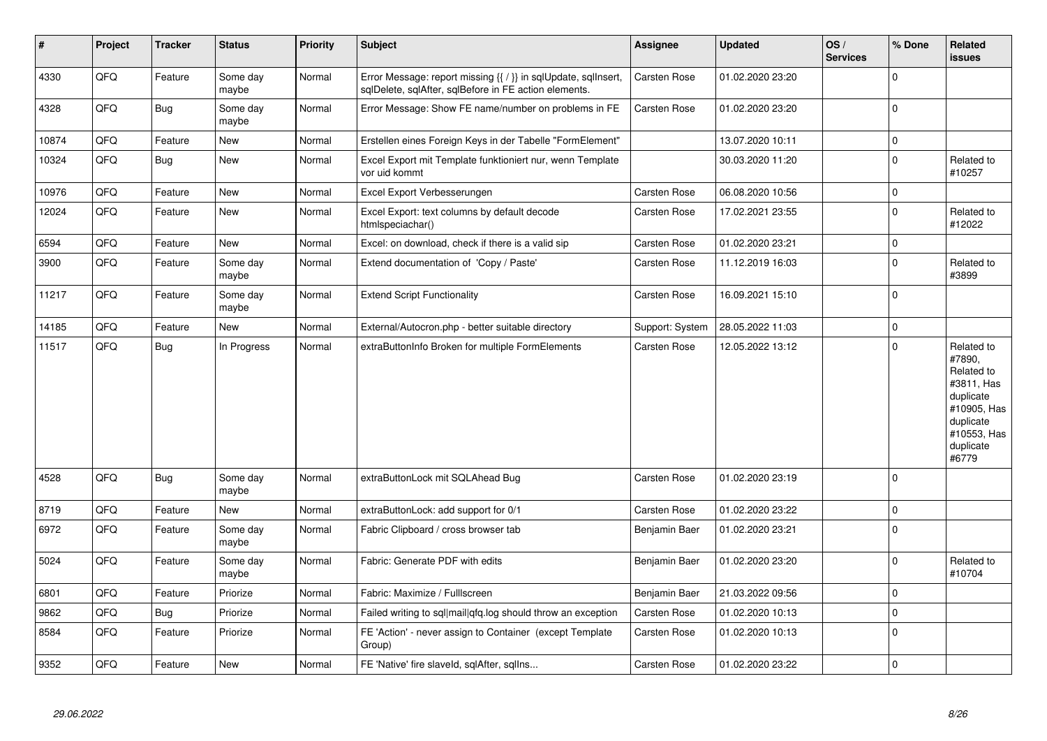| # | Project | Tracker | Status | Priority | Subject | Assignee | Updated | OS / Services | % Done | Related issues |
|---|---|---|---|---|---|---|---|---|---|---|
| 4330 | QFQ | Feature | Some day maybe | Normal | Error Message: report missing {{ / }} in sqlUpdate, sqlInsert, sqlDelete, sqlAfter, sqlBefore in FE action elements. | Carsten Rose | 01.02.2020 23:20 | | 0 | |
| 4328 | QFQ | Bug | Some day maybe | Normal | Error Message: Show FE name/number on problems in FE | Carsten Rose | 01.02.2020 23:20 | | 0 | |
| 10874 | QFQ | Feature | New | Normal | Erstellen eines Foreign Keys in der Tabelle "FormElement" | | 13.07.2020 10:11 | | 0 | |
| 10324 | QFQ | Bug | New | Normal | Excel Export mit Template funktioniert nur, wenn Template vor uid kommt | | 30.03.2020 11:20 | | 0 | Related to #10257 |
| 10976 | QFQ | Feature | New | Normal | Excel Export Verbesserungen | Carsten Rose | 06.08.2020 10:56 | | 0 | |
| 12024 | QFQ | Feature | New | Normal | Excel Export: text columns by default decode htmlspeciachar() | Carsten Rose | 17.02.2021 23:55 | | 0 | Related to #12022 |
| 6594 | QFQ | Feature | New | Normal | Excel: on download, check if there is a valid sip | Carsten Rose | 01.02.2020 23:21 | | 0 | |
| 3900 | QFQ | Feature | Some day maybe | Normal | Extend documentation of 'Copy / Paste' | Carsten Rose | 11.12.2019 16:03 | | 0 | Related to #3899 |
| 11217 | QFQ | Feature | Some day maybe | Normal | Extend Script Functionality | Carsten Rose | 16.09.2021 15:10 | | 0 | |
| 14185 | QFQ | Feature | New | Normal | External/Autocron.php - better suitable directory | Support: System | 28.05.2022 11:03 | | 0 | |
| 11517 | QFQ | Bug | In Progress | Normal | extraButtonInfo Broken for multiple FormElements | Carsten Rose | 12.05.2022 13:12 | | 0 | Related to #7890, Related to #3811, Has duplicate #10905, Has duplicate #10553, Has duplicate #6779 |
| 4528 | QFQ | Bug | Some day maybe | Normal | extraButtonLock mit SQLAhead Bug | Carsten Rose | 01.02.2020 23:19 | | 0 | |
| 8719 | QFQ | Feature | New | Normal | extraButtonLock: add support for 0/1 | Carsten Rose | 01.02.2020 23:22 | | 0 | |
| 6972 | QFQ | Feature | Some day maybe | Normal | Fabric Clipboard / cross browser tab | Benjamin Baer | 01.02.2020 23:21 | | 0 | |
| 5024 | QFQ | Feature | Some day maybe | Normal | Fabric: Generate PDF with edits | Benjamin Baer | 01.02.2020 23:20 | | 0 | Related to #10704 |
| 6801 | QFQ | Feature | Priorize | Normal | Fabric: Maximize / Fulllscreen | Benjamin Baer | 21.03.2022 09:56 | | 0 | |
| 9862 | QFQ | Bug | Priorize | Normal | Failed writing to sql\|mail\|qfq.log should throw an exception | Carsten Rose | 01.02.2020 10:13 | | 0 | |
| 8584 | QFQ | Feature | Priorize | Normal | FE 'Action' - never assign to Container (except Template Group) | Carsten Rose | 01.02.2020 10:13 | | 0 | |
| 9352 | QFQ | Feature | New | Normal | FE 'Native' fire slaveId, sqlAfter, sqlIns... | Carsten Rose | 01.02.2020 23:22 | | 0 | |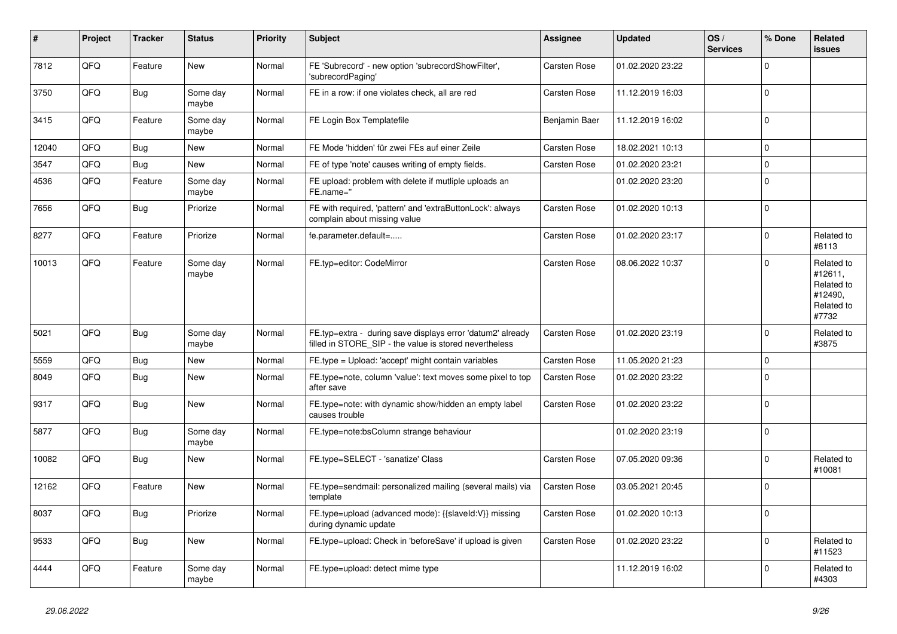| # | Project | Tracker | Status | Priority | Subject | Assignee | Updated | OS / Services | % Done | Related issues |
|---|---|---|---|---|---|---|---|---|---|---|
| 7812 | QFQ | Feature | New | Normal | FE 'Subrecord' - new option 'subrecordShowFilter', 'subrecordPaging' | Carsten Rose | 01.02.2020 23:22 | | 0 | |
| 3750 | QFQ | Bug | Some day maybe | Normal | FE in a row: if one violates check, all are red | Carsten Rose | 11.12.2019 16:03 | | 0 | |
| 3415 | QFQ | Feature | Some day maybe | Normal | FE Login Box Templatefile | Benjamin Baer | 11.12.2019 16:02 | | 0 | |
| 12040 | QFQ | Bug | New | Normal | FE Mode 'hidden' für zwei FEs auf einer Zeile | Carsten Rose | 18.02.2021 10:13 | | 0 | |
| 3547 | QFQ | Bug | New | Normal | FE of type 'note' causes writing of empty fields. | Carsten Rose | 01.02.2020 23:21 | | 0 | |
| 4536 | QFQ | Feature | Some day maybe | Normal | FE upload: problem with delete if mutliple uploads an FE.name='' | | 01.02.2020 23:20 | | 0 | |
| 7656 | QFQ | Bug | Priorize | Normal | FE with required, 'pattern' and 'extraButtonLock': always complain about missing value | Carsten Rose | 01.02.2020 10:13 | | 0 | |
| 8277 | QFQ | Feature | Priorize | Normal | fe.parameter.default=..... | Carsten Rose | 01.02.2020 23:17 | | 0 | Related to #8113 |
| 10013 | QFQ | Feature | Some day maybe | Normal | FE.typ=editor: CodeMirror | Carsten Rose | 08.06.2022 10:37 | | 0 | Related to #12611, Related to #12490, Related to #7732 |
| 5021 | QFQ | Bug | Some day maybe | Normal | FE.typ=extra - during save displays error 'datum2' already filled in STORE_SIP - the value is stored nevertheless | Carsten Rose | 01.02.2020 23:19 | | 0 | Related to #3875 |
| 5559 | QFQ | Bug | New | Normal | FE.type = Upload: 'accept' might contain variables | Carsten Rose | 11.05.2020 21:23 | | 0 | |
| 8049 | QFQ | Bug | New | Normal | FE.type=note, column 'value': text moves some pixel to top after save | Carsten Rose | 01.02.2020 23:22 | | 0 | |
| 9317 | QFQ | Bug | New | Normal | FE.type=note: with dynamic show/hidden an empty label causes trouble | Carsten Rose | 01.02.2020 23:22 | | 0 | |
| 5877 | QFQ | Bug | Some day maybe | Normal | FE.type=note:bsColumn strange behaviour | | 01.02.2020 23:19 | | 0 | |
| 10082 | QFQ | Bug | New | Normal | FE.type=SELECT - 'sanatize' Class | Carsten Rose | 07.05.2020 09:36 | | 0 | Related to #10081 |
| 12162 | QFQ | Feature | New | Normal | FE.type=sendmail: personalized mailing (several mails) via template | Carsten Rose | 03.05.2021 20:45 | | 0 | |
| 8037 | QFQ | Bug | Priorize | Normal | FE.type=upload (advanced mode): {{slaveId:V}} missing during dynamic update | Carsten Rose | 01.02.2020 10:13 | | 0 | |
| 9533 | QFQ | Bug | New | Normal | FE.type=upload: Check in 'beforeSave' if upload is given | Carsten Rose | 01.02.2020 23:22 | | 0 | Related to #11523 |
| 4444 | QFQ | Feature | Some day maybe | Normal | FE.type=upload: detect mime type | | 11.12.2019 16:02 | | 0 | Related to #4303 |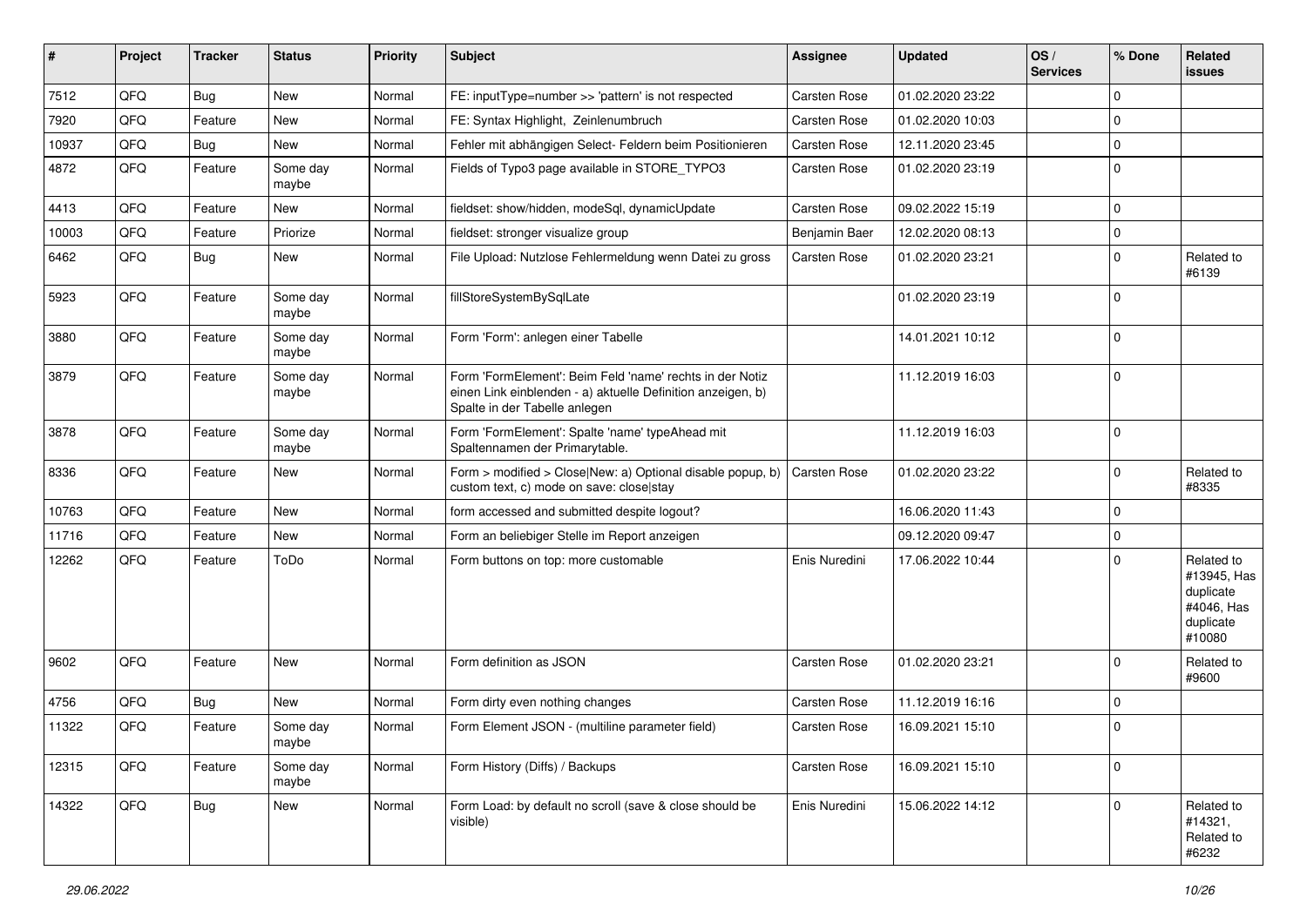| # | Project | Tracker | Status | Priority | Subject | Assignee | Updated | OS / Services | % Done | Related issues |
|---|---|---|---|---|---|---|---|---|---|---|
| 7512 | QFQ | Bug | New | Normal | FE: inputType=number >> 'pattern' is not respected | Carsten Rose | 01.02.2020 23:22 | | 0 | |
| 7920 | QFQ | Feature | New | Normal | FE: Syntax Highlight,  Zeilenumbruch | Carsten Rose | 01.02.2020 10:03 | | 0 | |
| 10937 | QFQ | Bug | New | Normal | Fehler mit abhängigen Select- Feldern beim Positionieren | Carsten Rose | 12.11.2020 23:45 | | 0 | |
| 4872 | QFQ | Feature | Some day maybe | Normal | Fields of Typo3 page available in STORE_TYPO3 | Carsten Rose | 01.02.2020 23:19 | | 0 | |
| 4413 | QFQ | Feature | New | Normal | fieldset: show/hidden, modeSql, dynamicUpdate | Carsten Rose | 09.02.2022 15:19 | | 0 | |
| 10003 | QFQ | Feature | Priorize | Normal | fieldset: stronger visualize group | Benjamin Baer | 12.02.2020 08:13 | | 0 | |
| 6462 | QFQ | Bug | New | Normal | File Upload: Nutzlose Fehlermeldung wenn Datei zu gross | Carsten Rose | 01.02.2020 23:21 | | 0 | Related to #6139 |
| 5923 | QFQ | Feature | Some day maybe | Normal | fillStoreSystemBySqlLate | | 01.02.2020 23:19 | | 0 | |
| 3880 | QFQ | Feature | Some day maybe | Normal | Form 'Form': anlegen einer Tabelle | | 14.01.2021 10:12 | | 0 | |
| 3879 | QFQ | Feature | Some day maybe | Normal | Form 'FormElement': Beim Feld 'name' rechts in der Notiz einen Link einblenden - a) aktuelle Definition anzeigen, b) Spalte in der Tabelle anlegen | | 11.12.2019 16:03 | | 0 | |
| 3878 | QFQ | Feature | Some day maybe | Normal | Form 'FormElement': Spalte 'name' typeAhead mit Spaltennamen der Primarytable. | | 11.12.2019 16:03 | | 0 | |
| 8336 | QFQ | Feature | New | Normal | Form > modified > Close\|New: a) Optional disable popup, b) custom text, c) mode on save: close\|stay | Carsten Rose | 01.02.2020 23:22 | | 0 | Related to #8335 |
| 10763 | QFQ | Feature | New | Normal | form accessed and submitted despite logout? | | 16.06.2020 11:43 | | 0 | |
| 11716 | QFQ | Feature | New | Normal | Form an beliebiger Stelle im Report anzeigen | | 09.12.2020 09:47 | | 0 | |
| 12262 | QFQ | Feature | ToDo | Normal | Form buttons on top: more customable | Enis Nuredini | 17.06.2022 10:44 | | 0 | Related to #13945, Has duplicate #4046, Has duplicate #10080 |
| 9602 | QFQ | Feature | New | Normal | Form definition as JSON | Carsten Rose | 01.02.2020 23:21 | | 0 | Related to #9600 |
| 4756 | QFQ | Bug | New | Normal | Form dirty even nothing changes | Carsten Rose | 11.12.2019 16:16 | | 0 | |
| 11322 | QFQ | Feature | Some day maybe | Normal | Form Element JSON - (multiline parameter field) | Carsten Rose | 16.09.2021 15:10 | | 0 | |
| 12315 | QFQ | Feature | Some day maybe | Normal | Form History (Diffs) / Backups | Carsten Rose | 16.09.2021 15:10 | | 0 | |
| 14322 | QFQ | Bug | New | Normal | Form Load: by default no scroll (save & close should be visible) | Enis Nuredini | 15.06.2022 14:12 | | 0 | Related to #14321, Related to #6232 |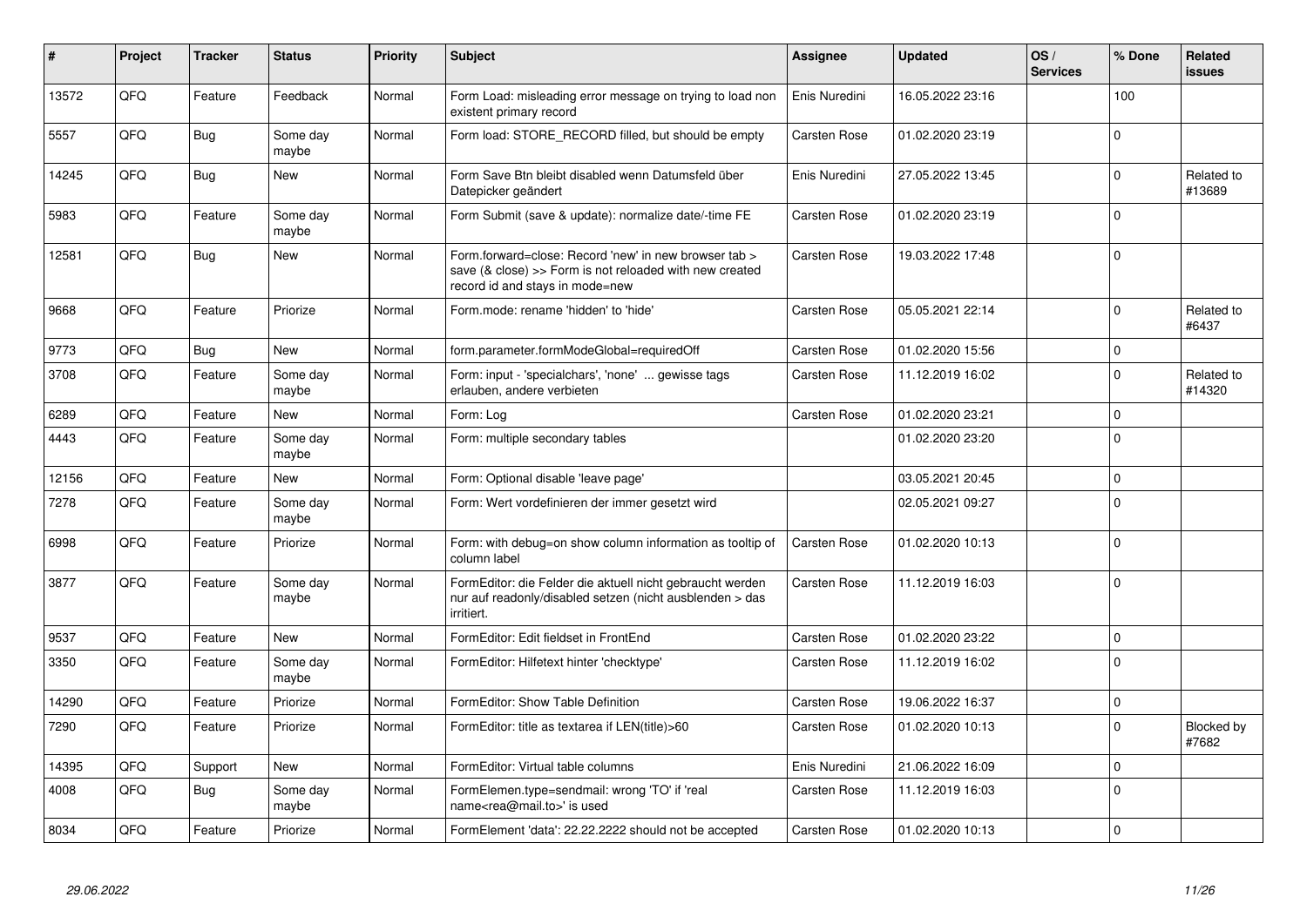| # | Project | Tracker | Status | Priority | Subject | Assignee | Updated | OS / Services | % Done | Related issues |
|---|---|---|---|---|---|---|---|---|---|---|
| 13572 | QFQ | Feature | Feedback | Normal | Form Load: misleading error message on trying to load non existent primary record | Enis Nuredini | 16.05.2022 23:16 | | 100 | |
| 5557 | QFQ | Bug | Some day maybe | Normal | Form load: STORE_RECORD filled, but should be empty | Carsten Rose | 01.02.2020 23:19 | | 0 | |
| 14245 | QFQ | Bug | New | Normal | Form Save Btn bleibt disabled wenn Datumsfeld über Datepicker geändert | Enis Nuredini | 27.05.2022 13:45 | | 0 | Related to #13689 |
| 5983 | QFQ | Feature | Some day maybe | Normal | Form Submit (save & update): normalize date/-time FE | Carsten Rose | 01.02.2020 23:19 | | 0 | |
| 12581 | QFQ | Bug | New | Normal | Form.forward=close: Record 'new' in new browser tab > save (& close) >> Form is not reloaded with new created record id and stays in mode=new | Carsten Rose | 19.03.2022 17:48 | | 0 | |
| 9668 | QFQ | Feature | Priorize | Normal | Form.mode: rename 'hidden' to 'hide' | Carsten Rose | 05.05.2021 22:14 | | 0 | Related to #6437 |
| 9773 | QFQ | Bug | New | Normal | form.parameter.formModeGlobal=requiredOff | Carsten Rose | 01.02.2020 15:56 | | 0 | |
| 3708 | QFQ | Feature | Some day maybe | Normal | Form: input - 'specialchars', 'none' ... gewisse tags erlauben, andere verbieten | Carsten Rose | 11.12.2019 16:02 | | 0 | Related to #14320 |
| 6289 | QFQ | Feature | New | Normal | Form: Log | Carsten Rose | 01.02.2020 23:21 | | 0 | |
| 4443 | QFQ | Feature | Some day maybe | Normal | Form: multiple secondary tables | | 01.02.2020 23:20 | | 0 | |
| 12156 | QFQ | Feature | New | Normal | Form: Optional disable 'leave page' | | 03.05.2021 20:45 | | 0 | |
| 7278 | QFQ | Feature | Some day maybe | Normal | Form: Wert vordefinieren der immer gesetzt wird | | 02.05.2021 09:27 | | 0 | |
| 6998 | QFQ | Feature | Priorize | Normal | Form: with debug=on show column information as tooltip of column label | Carsten Rose | 01.02.2020 10:13 | | 0 | |
| 3877 | QFQ | Feature | Some day maybe | Normal | FormEditor: die Felder die aktuell nicht gebraucht werden nur auf readonly/disabled setzen (nicht ausblenden > das irritiert. | Carsten Rose | 11.12.2019 16:03 | | 0 | |
| 9537 | QFQ | Feature | New | Normal | FormEditor: Edit fieldset in FrontEnd | Carsten Rose | 01.02.2020 23:22 | | 0 | |
| 3350 | QFQ | Feature | Some day maybe | Normal | FormEditor: Hilfetext hinter 'checktype' | Carsten Rose | 11.12.2019 16:02 | | 0 | |
| 14290 | QFQ | Feature | Priorize | Normal | FormEditor: Show Table Definition | Carsten Rose | 19.06.2022 16:37 | | 0 | |
| 7290 | QFQ | Feature | Priorize | Normal | FormEditor: title as textarea if LEN(title)>60 | Carsten Rose | 01.02.2020 10:13 | | 0 | Blocked by #7682 |
| 14395 | QFQ | Support | New | Normal | FormEditor: Virtual table columns | Enis Nuredini | 21.06.2022 16:09 | | 0 | |
| 4008 | QFQ | Bug | Some day maybe | Normal | FormElemen.type=sendmail: wrong 'TO' if 'real name<rea@mail.to>' is used | Carsten Rose | 11.12.2019 16:03 | | 0 | |
| 8034 | QFQ | Feature | Priorize | Normal | FormElement 'data': 22.22.2222 should not be accepted | Carsten Rose | 01.02.2020 10:13 | | 0 | |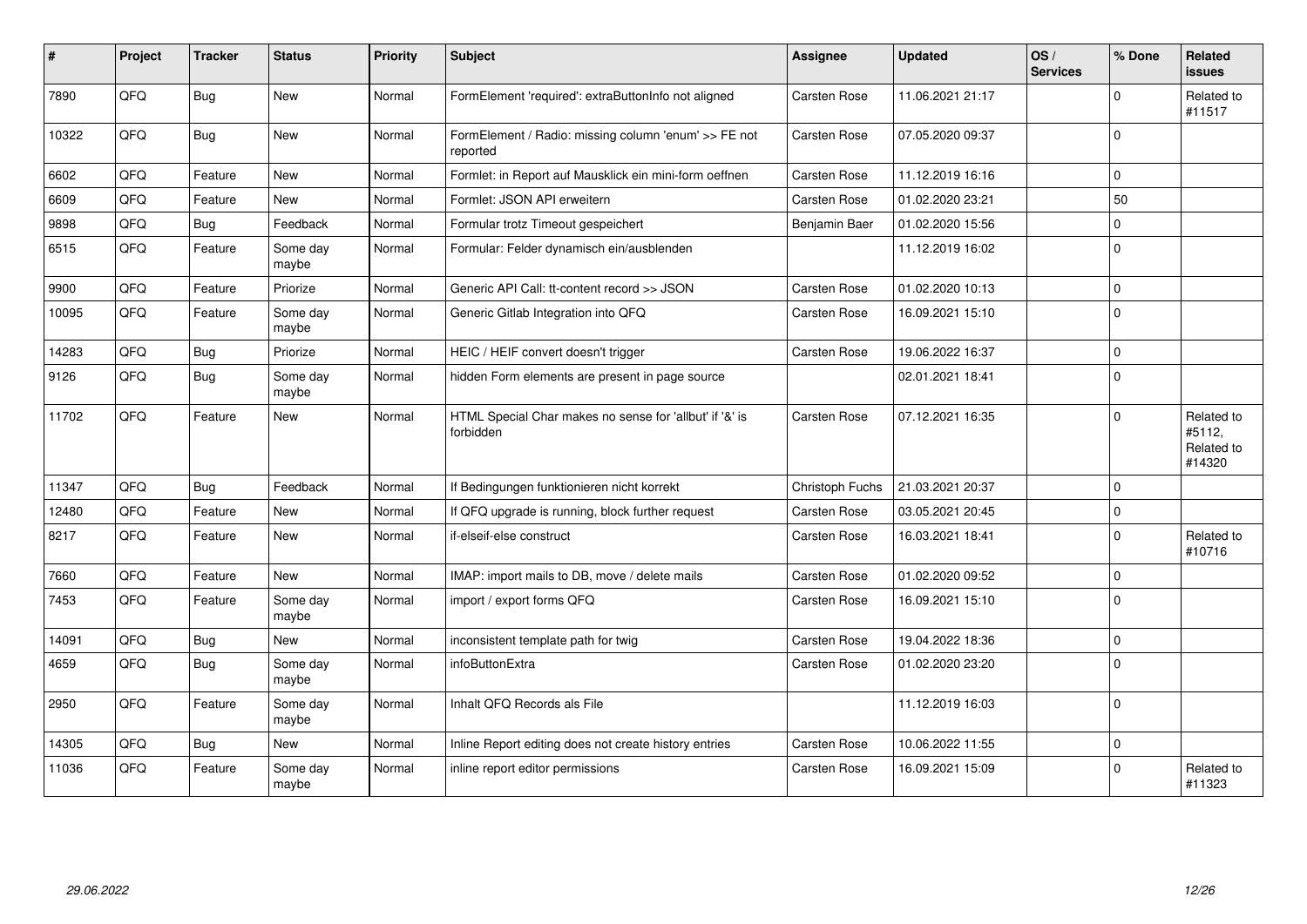| # | Project | Tracker | Status | Priority | Subject | Assignee | Updated | OS / Services | % Done | Related issues |
|---|---|---|---|---|---|---|---|---|---|---|
| 7890 | QFQ | Bug | New | Normal | FormElement 'required': extraButtonInfo not aligned | Carsten Rose | 11.06.2021 21:17 | | 0 | Related to #11517 |
| 10322 | QFQ | Bug | New | Normal | FormElement / Radio: missing column 'enum' >> FE not reported | Carsten Rose | 07.05.2020 09:37 | | 0 | |
| 6602 | QFQ | Feature | New | Normal | Formlet: in Report auf Mausklick ein mini-form oeffnen | Carsten Rose | 11.12.2019 16:16 | | 0 | |
| 6609 | QFQ | Feature | New | Normal | Formlet: JSON API erweitern | Carsten Rose | 01.02.2020 23:21 | | 50 | |
| 9898 | QFQ | Bug | Feedback | Normal | Formular trotz Timeout gespeichert | Benjamin Baer | 01.02.2020 15:56 | | 0 | |
| 6515 | QFQ | Feature | Some day maybe | Normal | Formular: Felder dynamisch ein/ausblenden | | 11.12.2019 16:02 | | 0 | |
| 9900 | QFQ | Feature | Priorize | Normal | Generic API Call: tt-content record >> JSON | Carsten Rose | 01.02.2020 10:13 | | 0 | |
| 10095 | QFQ | Feature | Some day maybe | Normal | Generic Gitlab Integration into QFQ | Carsten Rose | 16.09.2021 15:10 | | 0 | |
| 14283 | QFQ | Bug | Priorize | Normal | HEIC / HEIF convert doesn't trigger | Carsten Rose | 19.06.2022 16:37 | | 0 | |
| 9126 | QFQ | Bug | Some day maybe | Normal | hidden Form elements are present in page source | | 02.01.2021 18:41 | | 0 | |
| 11702 | QFQ | Feature | New | Normal | HTML Special Char makes no sense for 'allbut' if '&' is forbidden | Carsten Rose | 07.12.2021 16:35 | | 0 | Related to #5112, Related to #14320 |
| 11347 | QFQ | Bug | Feedback | Normal | If Bedingungen funktionieren nicht korrekt | Christoph Fuchs | 21.03.2021 20:37 | | 0 | |
| 12480 | QFQ | Feature | New | Normal | If QFQ upgrade is running, block further request | Carsten Rose | 03.05.2021 20:45 | | 0 | |
| 8217 | QFQ | Feature | New | Normal | if-elseif-else construct | Carsten Rose | 16.03.2021 18:41 | | 0 | Related to #10716 |
| 7660 | QFQ | Feature | New | Normal | IMAP: import mails to DB, move / delete mails | Carsten Rose | 01.02.2020 09:52 | | 0 | |
| 7453 | QFQ | Feature | Some day maybe | Normal | import / export forms QFQ | Carsten Rose | 16.09.2021 15:10 | | 0 | |
| 14091 | QFQ | Bug | New | Normal | inconsistent template path for twig | Carsten Rose | 19.04.2022 18:36 | | 0 | |
| 4659 | QFQ | Bug | Some day maybe | Normal | infoButtonExtra | Carsten Rose | 01.02.2020 23:20 | | 0 | |
| 2950 | QFQ | Feature | Some day maybe | Normal | Inhalt QFQ Records als File | | 11.12.2019 16:03 | | 0 | |
| 14305 | QFQ | Bug | New | Normal | Inline Report editing does not create history entries | Carsten Rose | 10.06.2022 11:55 | | 0 | |
| 11036 | QFQ | Feature | Some day maybe | Normal | inline report editor permissions | Carsten Rose | 16.09.2021 15:09 | | 0 | Related to #11323 |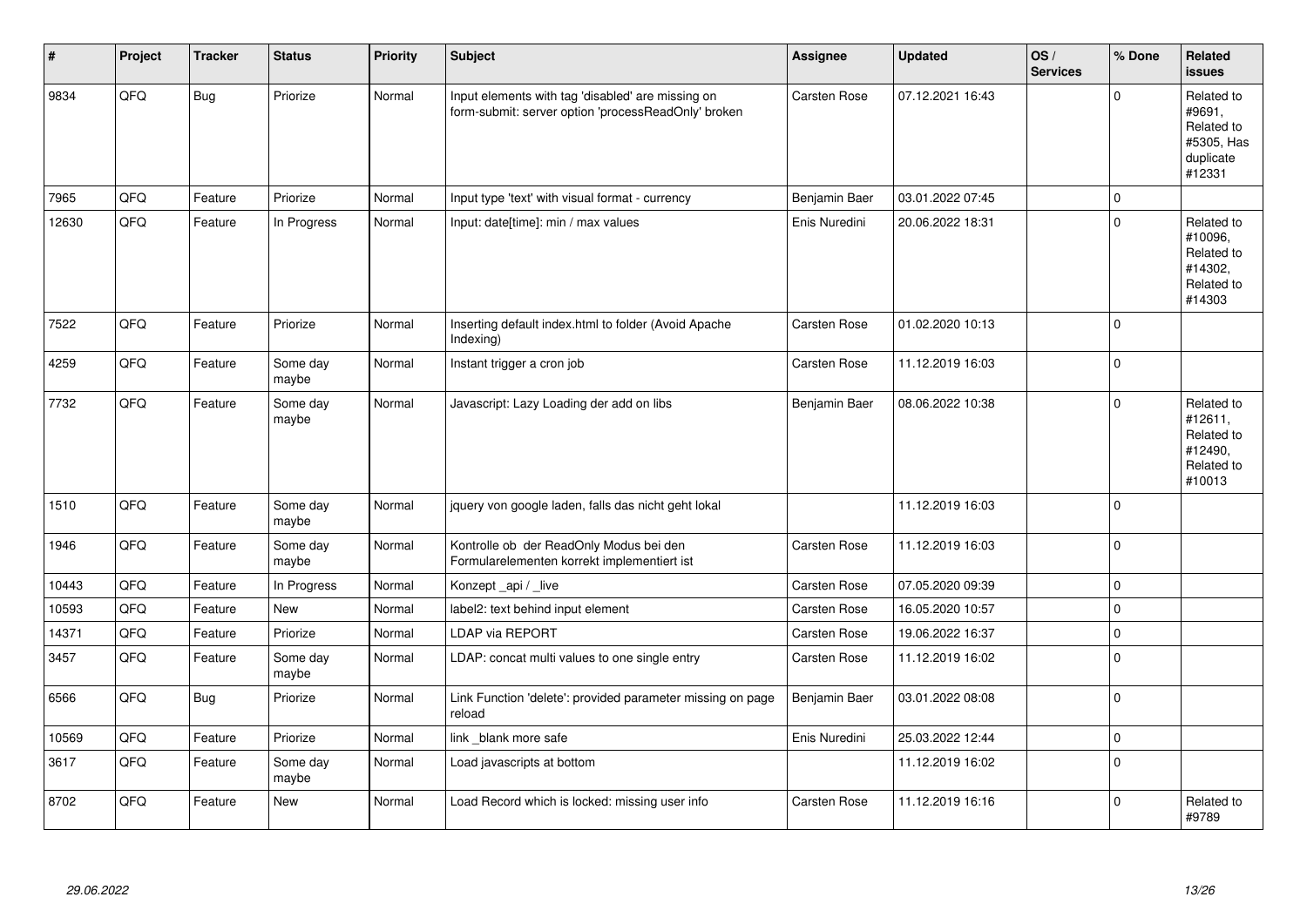| # | Project | Tracker | Status | Priority | Subject | Assignee | Updated | OS / Services | % Done | Related issues |
|---|---|---|---|---|---|---|---|---|---|---|
| 9834 | QFQ | Bug | Priorize | Normal | Input elements with tag 'disabled' are missing on form-submit: server option 'processReadOnly' broken | Carsten Rose | 07.12.2021 16:43 | | 0 | Related to #9691, Related to #5305, Has duplicate #12331 |
| 7965 | QFQ | Feature | Priorize | Normal | Input type 'text' with visual format - currency | Benjamin Baer | 03.01.2022 07:45 | | 0 | |
| 12630 | QFQ | Feature | In Progress | Normal | Input: date[time]: min / max values | Enis Nuredini | 20.06.2022 18:31 | | 0 | Related to #10096, Related to #14302, Related to #14303 |
| 7522 | QFQ | Feature | Priorize | Normal | Inserting default index.html to folder (Avoid Apache Indexing) | Carsten Rose | 01.02.2020 10:13 | | 0 | |
| 4259 | QFQ | Feature | Some day maybe | Normal | Instant trigger a cron job | Carsten Rose | 11.12.2019 16:03 | | 0 | |
| 7732 | QFQ | Feature | Some day maybe | Normal | Javascript: Lazy Loading der add on libs | Benjamin Baer | 08.06.2022 10:38 | | 0 | Related to #12611, Related to #12490, Related to #10013 |
| 1510 | QFQ | Feature | Some day maybe | Normal | jquery von google laden, falls das nicht geht lokal | | 11.12.2019 16:03 | | 0 | |
| 1946 | QFQ | Feature | Some day maybe | Normal | Kontrolle ob der ReadOnly Modus bei den Formularelementen korrekt implementiert ist | Carsten Rose | 11.12.2019 16:03 | | 0 | |
| 10443 | QFQ | Feature | In Progress | Normal | Konzept _api / _live | Carsten Rose | 07.05.2020 09:39 | | 0 | |
| 10593 | QFQ | Feature | New | Normal | label2: text behind input element | Carsten Rose | 16.05.2020 10:57 | | 0 | |
| 14371 | QFQ | Feature | Priorize | Normal | LDAP via REPORT | Carsten Rose | 19.06.2022 16:37 | | 0 | |
| 3457 | QFQ | Feature | Some day maybe | Normal | LDAP: concat multi values to one single entry | Carsten Rose | 11.12.2019 16:02 | | 0 | |
| 6566 | QFQ | Bug | Priorize | Normal | Link Function 'delete': provided parameter missing on page reload | Benjamin Baer | 03.01.2022 08:08 | | 0 | |
| 10569 | QFQ | Feature | Priorize | Normal | link _blank more safe | Enis Nuredini | 25.03.2022 12:44 | | 0 | |
| 3617 | QFQ | Feature | Some day maybe | Normal | Load javascripts at bottom | | 11.12.2019 16:02 | | 0 | |
| 8702 | QFQ | Feature | New | Normal | Load Record which is locked: missing user info | Carsten Rose | 11.12.2019 16:16 | | 0 | Related to #9789 |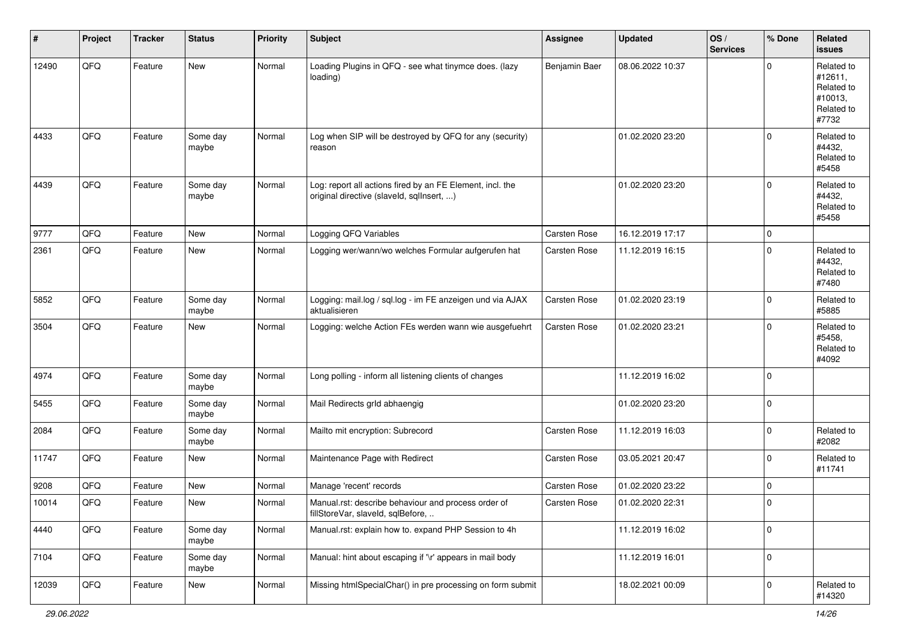| # | Project | Tracker | Status | Priority | Subject | Assignee | Updated | OS / Services | % Done | Related issues |
|---|---|---|---|---|---|---|---|---|---|---|
| 12490 | QFQ | Feature | New | Normal | Loading Plugins in QFQ - see what tinymce does. (lazy loading) | Benjamin Baer | 08.06.2022 10:37 | | 0 | Related to #12611, Related to #10013, Related to #7732 |
| 4433 | QFQ | Feature | Some day maybe | Normal | Log when SIP will be destroyed by QFQ for any (security) reason | | 01.02.2020 23:20 | | 0 | Related to #4432, Related to #5458 |
| 4439 | QFQ | Feature | Some day maybe | Normal | Log: report all actions fired by an FE Element, incl. the original directive (slaveId, sqlInsert, ...) | | 01.02.2020 23:20 | | 0 | Related to #4432, Related to #5458 |
| 9777 | QFQ | Feature | New | Normal | Logging QFQ Variables | Carsten Rose | 16.12.2019 17:17 | | 0 | |
| 2361 | QFQ | Feature | New | Normal | Logging wer/wann/wo welches Formular aufgerufen hat | Carsten Rose | 11.12.2019 16:15 | | 0 | Related to #4432, Related to #7480 |
| 5852 | QFQ | Feature | Some day maybe | Normal | Logging: mail.log / sql.log - im FE anzeigen und via AJAX aktualisieren | Carsten Rose | 01.02.2020 23:19 | | 0 | Related to #5885 |
| 3504 | QFQ | Feature | New | Normal | Logging: welche Action FEs werden wann wie ausgefuehrt | Carsten Rose | 01.02.2020 23:21 | | 0 | Related to #5458, Related to #4092 |
| 4974 | QFQ | Feature | Some day maybe | Normal | Long polling - inform all listening clients of changes | | 11.12.2019 16:02 | | 0 | |
| 5455 | QFQ | Feature | Some day maybe | Normal | Mail Redirects grId abhaengig | | 01.02.2020 23:20 | | 0 | |
| 2084 | QFQ | Feature | Some day maybe | Normal | Mailto mit encryption: Subrecord | Carsten Rose | 11.12.2019 16:03 | | 0 | Related to #2082 |
| 11747 | QFQ | Feature | New | Normal | Maintenance Page with Redirect | Carsten Rose | 03.05.2021 20:47 | | 0 | Related to #11741 |
| 9208 | QFQ | Feature | New | Normal | Manage 'recent' records | Carsten Rose | 01.02.2020 23:22 | | 0 | |
| 10014 | QFQ | Feature | New | Normal | Manual.rst: describe behaviour and process order of fillStoreVar, slaveId, sqlBefore, .. | Carsten Rose | 01.02.2020 22:31 | | 0 | |
| 4440 | QFQ | Feature | Some day maybe | Normal | Manual.rst: explain how to. expand PHP Session to 4h | | 11.12.2019 16:02 | | 0 | |
| 7104 | QFQ | Feature | Some day maybe | Normal | Manual: hint about escaping if '\r' appears in mail body | | 11.12.2019 16:01 | | 0 | |
| 12039 | QFQ | Feature | New | Normal | Missing htmlSpecialChar() in pre processing on form submit | | 18.02.2021 00:09 | | 0 | Related to #14320 |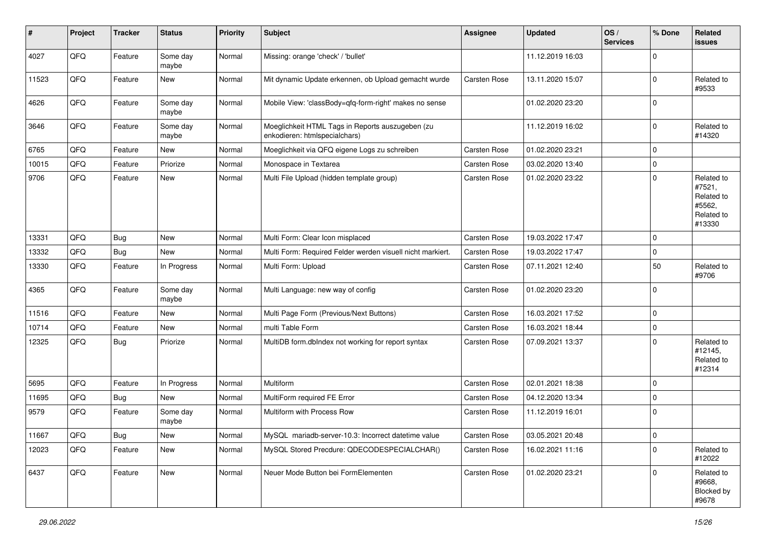| # | Project | Tracker | Status | Priority | Subject | Assignee | Updated | OS / Services | % Done | Related issues |
|---|---|---|---|---|---|---|---|---|---|---|
| 4027 | QFQ | Feature | Some day maybe | Normal | Missing: orange 'check' / 'bullet' | | 11.12.2019 16:03 | | 0 | |
| 11523 | QFQ | Feature | New | Normal | Mit dynamic Update erkennen, ob Upload gemacht wurde | Carsten Rose | 13.11.2020 15:07 | | 0 | Related to #9533 |
| 4626 | QFQ | Feature | Some day maybe | Normal | Mobile View: 'classBody=qfq-form-right' makes no sense | | 01.02.2020 23:20 | | 0 | |
| 3646 | QFQ | Feature | Some day maybe | Normal | Moeglichkeit HTML Tags in Reports auszugeben (zu enkodieren: htmlspecialchars) | | 11.12.2019 16:02 | | 0 | Related to #14320 |
| 6765 | QFQ | Feature | New | Normal | Moeglichkeit via QFQ eigene Logs zu schreiben | Carsten Rose | 01.02.2020 23:21 | | 0 | |
| 10015 | QFQ | Feature | Priorize | Normal | Monospace in Textarea | Carsten Rose | 03.02.2020 13:40 | | 0 | |
| 9706 | QFQ | Feature | New | Normal | Multi File Upload (hidden template group) | Carsten Rose | 01.02.2020 23:22 | | 0 | Related to #7521, Related to #5562, Related to #13330 |
| 13331 | QFQ | Bug | New | Normal | Multi Form: Clear Icon misplaced | Carsten Rose | 19.03.2022 17:47 | | 0 | |
| 13332 | QFQ | Bug | New | Normal | Multi Form: Required Felder werden visuell nicht markiert. | Carsten Rose | 19.03.2022 17:47 | | 0 | |
| 13330 | QFQ | Feature | In Progress | Normal | Multi Form: Upload | Carsten Rose | 07.11.2021 12:40 | | 50 | Related to #9706 |
| 4365 | QFQ | Feature | Some day maybe | Normal | Multi Language: new way of config | Carsten Rose | 01.02.2020 23:20 | | 0 | |
| 11516 | QFQ | Feature | New | Normal | Multi Page Form (Previous/Next Buttons) | Carsten Rose | 16.03.2021 17:52 | | 0 | |
| 10714 | QFQ | Feature | New | Normal | multi Table Form | Carsten Rose | 16.03.2021 18:44 | | 0 | |
| 12325 | QFQ | Bug | Priorize | Normal | MultiDB form.dbIndex not working for report syntax | Carsten Rose | 07.09.2021 13:37 | | 0 | Related to #12145, Related to #12314 |
| 5695 | QFQ | Feature | In Progress | Normal | Multiform | Carsten Rose | 02.01.2021 18:38 | | 0 | |
| 11695 | QFQ | Bug | New | Normal | MultiForm required FE Error | Carsten Rose | 04.12.2020 13:34 | | 0 | |
| 9579 | QFQ | Feature | Some day maybe | Normal | Multiform with Process Row | Carsten Rose | 11.12.2019 16:01 | | 0 | |
| 11667 | QFQ | Bug | New | Normal | MySQL mariadb-server-10.3: Incorrect datetime value | Carsten Rose | 03.05.2021 20:48 | | 0 | |
| 12023 | QFQ | Feature | New | Normal | MySQL Stored Precdure: QDECODESPECIALCHAR() | Carsten Rose | 16.02.2021 11:16 | | 0 | Related to #12022 |
| 6437 | QFQ | Feature | New | Normal | Neuer Mode Button bei FormElementen | Carsten Rose | 01.02.2020 23:21 | | 0 | Related to #9668, Blocked by #9678 |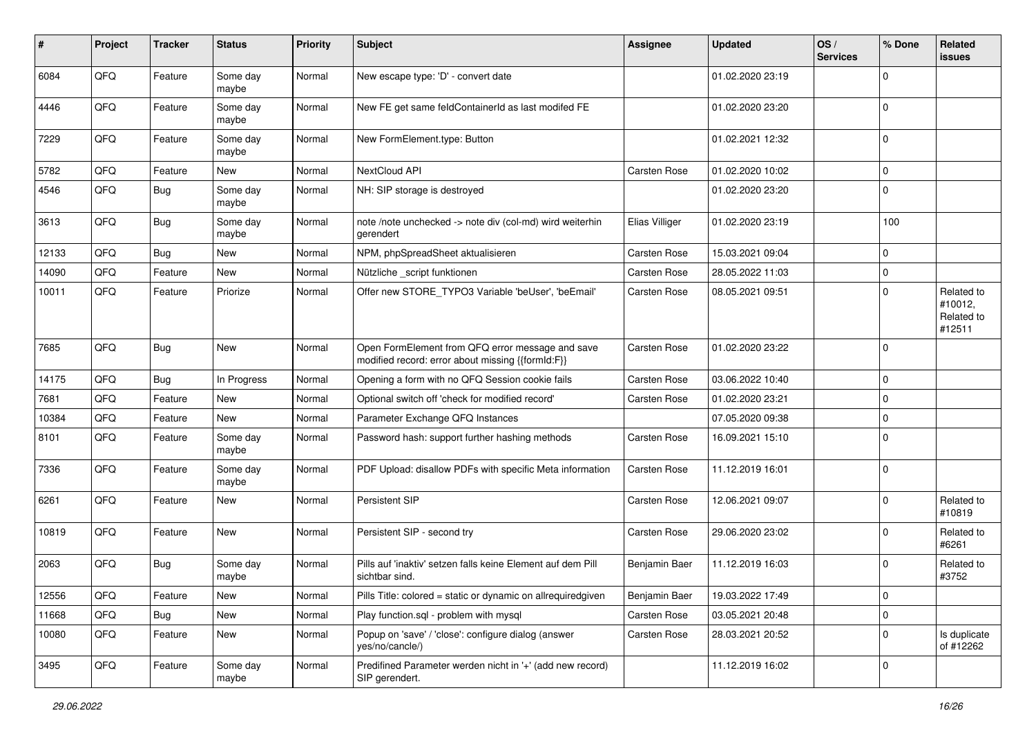| # | Project | Tracker | Status | Priority | Subject | Assignee | Updated | OS / Services | % Done | Related issues |
|---|---|---|---|---|---|---|---|---|---|---|
| 6084 | QFQ | Feature | Some day maybe | Normal | New escape type: 'D' - convert date | | 01.02.2020 23:19 | | 0 | |
| 4446 | QFQ | Feature | Some day maybe | Normal | New FE get same feldContainerId as last modifed FE | | 01.02.2020 23:20 | | 0 | |
| 7229 | QFQ | Feature | Some day maybe | Normal | New FormElement.type: Button | | 01.02.2021 12:32 | | 0 | |
| 5782 | QFQ | Feature | New | Normal | NextCloud API | Carsten Rose | 01.02.2020 10:02 | | 0 | |
| 4546 | QFQ | Bug | Some day maybe | Normal | NH: SIP storage is destroyed | | 01.02.2020 23:20 | | 0 | |
| 3613 | QFQ | Bug | Some day maybe | Normal | note /note unchecked -> note div (col-md) wird weiterhin gerendert | Elias Villiger | 01.02.2020 23:19 | | 100 | |
| 12133 | QFQ | Bug | New | Normal | NPM, phpSpreadSheet aktualisieren | Carsten Rose | 15.03.2021 09:04 | | 0 | |
| 14090 | QFQ | Feature | New | Normal | Nützliche _script funktionen | Carsten Rose | 28.05.2022 11:03 | | 0 | |
| 10011 | QFQ | Feature | Priorize | Normal | Offer new STORE_TYPO3 Variable 'beUser', 'beEmail' | Carsten Rose | 08.05.2021 09:51 | | 0 | Related to #10012, Related to #12511 |
| 7685 | QFQ | Bug | New | Normal | Open FormElement from QFQ error message and save modified record: error about missing {{formId:F}} | Carsten Rose | 01.02.2020 23:22 | | 0 | |
| 14175 | QFQ | Bug | In Progress | Normal | Opening a form with no QFQ Session cookie fails | Carsten Rose | 03.06.2022 10:40 | | 0 | |
| 7681 | QFQ | Feature | New | Normal | Optional switch off 'check for modified record' | Carsten Rose | 01.02.2020 23:21 | | 0 | |
| 10384 | QFQ | Feature | New | Normal | Parameter Exchange QFQ Instances | | 07.05.2020 09:38 | | 0 | |
| 8101 | QFQ | Feature | Some day maybe | Normal | Password hash: support further hashing methods | Carsten Rose | 16.09.2021 15:10 | | 0 | |
| 7336 | QFQ | Feature | Some day maybe | Normal | PDF Upload: disallow PDFs with specific Meta information | Carsten Rose | 11.12.2019 16:01 | | 0 | |
| 6261 | QFQ | Feature | New | Normal | Persistent SIP | Carsten Rose | 12.06.2021 09:07 | | 0 | Related to #10819 |
| 10819 | QFQ | Feature | New | Normal | Persistent SIP - second try | Carsten Rose | 29.06.2020 23:02 | | 0 | Related to #6261 |
| 2063 | QFQ | Bug | Some day maybe | Normal | Pills auf 'inaktiv' setzen falls keine Element auf dem Pill sichtbar sind. | Benjamin Baer | 11.12.2019 16:03 | | 0 | Related to #3752 |
| 12556 | QFQ | Feature | New | Normal | Pills Title: colored = static or dynamic on allrequiredgiven | Benjamin Baer | 19.03.2022 17:49 | | 0 | |
| 11668 | QFQ | Bug | New | Normal | Play function.sql - problem with mysql | Carsten Rose | 03.05.2021 20:48 | | 0 | |
| 10080 | QFQ | Feature | New | Normal | Popup on 'save' / 'close': configure dialog (answer yes/no/cancle/) | Carsten Rose | 28.03.2021 20:52 | | 0 | Is duplicate of #12262 |
| 3495 | QFQ | Feature | Some day maybe | Normal | Predifined Parameter werden nicht in '+' (add new record) SIP gerendert. | | 11.12.2019 16:02 | | 0 | |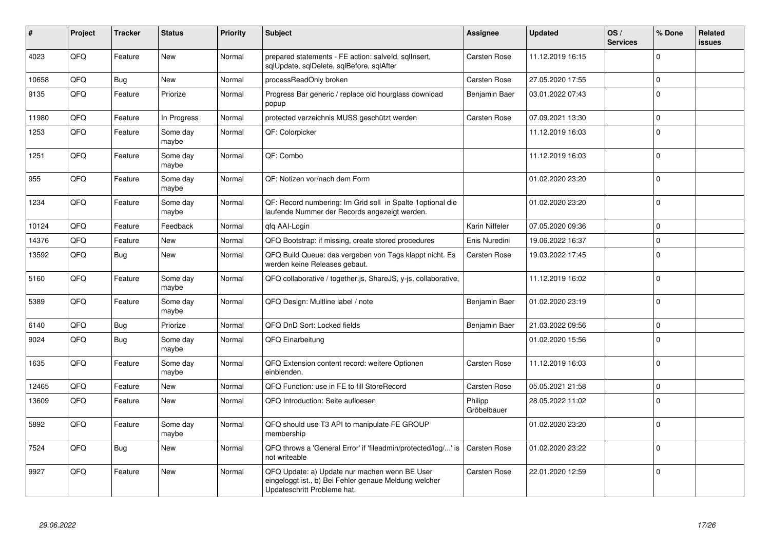| # | Project | Tracker | Status | Priority | Subject | Assignee | Updated | OS / Services | % Done | Related issues |
|---|---|---|---|---|---|---|---|---|---|---|
| 4023 | QFQ | Feature | New | Normal | prepared statements - FE action: salveld, sqlInsert, sqlUpdate, sqlDelete, sqlBefore, sqlAfter | Carsten Rose | 11.12.2019 16:15 | | 0 | |
| 10658 | QFQ | Bug | New | Normal | processReadOnly broken | Carsten Rose | 27.05.2020 17:55 | | 0 | |
| 9135 | QFQ | Feature | Priorize | Normal | Progress Bar generic / replace old hourglass download popup | Benjamin Baer | 03.01.2022 07:43 | | 0 | |
| 11980 | QFQ | Feature | In Progress | Normal | protected verzeichnis MUSS geschützt werden | Carsten Rose | 07.09.2021 13:30 | | 0 | |
| 1253 | QFQ | Feature | Some day maybe | Normal | QF: Colorpicker | | 11.12.2019 16:03 | | 0 | |
| 1251 | QFQ | Feature | Some day maybe | Normal | QF: Combo | | 11.12.2019 16:03 | | 0 | |
| 955 | QFQ | Feature | Some day maybe | Normal | QF: Notizen vor/nach dem Form | | 01.02.2020 23:20 | | 0 | |
| 1234 | QFQ | Feature | Some day maybe | Normal | QF: Record numbering: Im Grid soll in Spalte 1optional die laufende Nummer der Records angezeigt werden. | | 01.02.2020 23:20 | | 0 | |
| 10124 | QFQ | Feature | Feedback | Normal | qfq AAI-Login | Karin Niffeler | 07.05.2020 09:36 | | 0 | |
| 14376 | QFQ | Feature | New | Normal | QFQ Bootstrap: if missing, create stored procedures | Enis Nuredini | 19.06.2022 16:37 | | 0 | |
| 13592 | QFQ | Bug | New | Normal | QFQ Build Queue: das vergeben von Tags klappt nicht. Es werden keine Releases gebaut. | Carsten Rose | 19.03.2022 17:45 | | 0 | |
| 5160 | QFQ | Feature | Some day maybe | Normal | QFQ collaborative / together.js, ShareJS, y-js, collaborative, | | 11.12.2019 16:02 | | 0 | |
| 5389 | QFQ | Feature | Some day maybe | Normal | QFQ Design: Multline label / note | Benjamin Baer | 01.02.2020 23:19 | | 0 | |
| 6140 | QFQ | Bug | Priorize | Normal | QFQ DnD Sort: Locked fields | Benjamin Baer | 21.03.2022 09:56 | | 0 | |
| 9024 | QFQ | Bug | Some day maybe | Normal | QFQ Einarbeitung | | 01.02.2020 15:56 | | 0 | |
| 1635 | QFQ | Feature | Some day maybe | Normal | QFQ Extension content record: weitere Optionen einblenden. | Carsten Rose | 11.12.2019 16:03 | | 0 | |
| 12465 | QFQ | Feature | New | Normal | QFQ Function: use in FE to fill StoreRecord | Carsten Rose | 05.05.2021 21:58 | | 0 | |
| 13609 | QFQ | Feature | New | Normal | QFQ Introduction: Seite aufloesen | Philipp Gröbelbauer | 28.05.2022 11:02 | | 0 | |
| 5892 | QFQ | Feature | Some day maybe | Normal | QFQ should use T3 API to manipulate FE GROUP membership | | 01.02.2020 23:20 | | 0 | |
| 7524 | QFQ | Bug | New | Normal | QFQ throws a 'General Error' if 'fileadmin/protected/log/...' is not writeable | Carsten Rose | 01.02.2020 23:22 | | 0 | |
| 9927 | QFQ | Feature | New | Normal | QFQ Update: a) Update nur machen wenn BE User eingeloggt ist., b) Bei Fehler genaue Meldung welcher Updateschritt Probleme hat. | Carsten Rose | 22.01.2020 12:59 | | 0 | |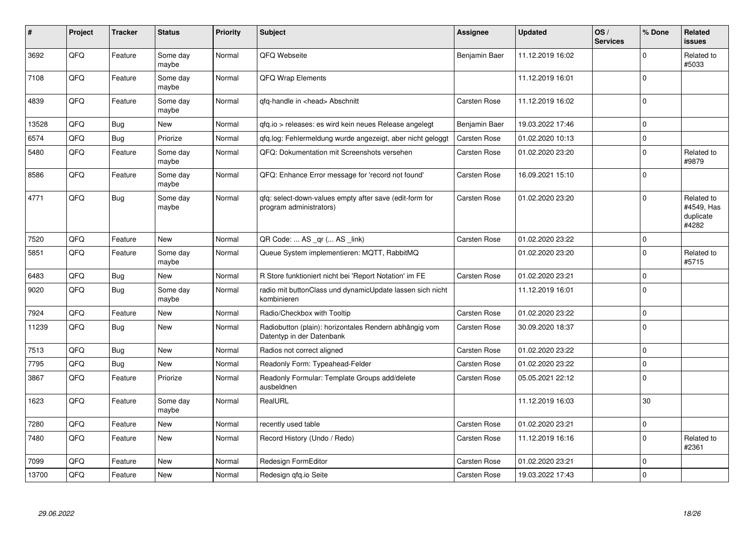| # | Project | Tracker | Status | Priority | Subject | Assignee | Updated | OS / Services | % Done | Related issues |
|---|---|---|---|---|---|---|---|---|---|---|
| 3692 | QFQ | Feature | Some day maybe | Normal | QFQ Webseite | Benjamin Baer | 11.12.2019 16:02 | | 0 | Related to #5033 |
| 7108 | QFQ | Feature | Some day maybe | Normal | QFQ Wrap Elements | | 11.12.2019 16:01 | | 0 | |
| 4839 | QFQ | Feature | Some day maybe | Normal | qfq-handle in <head> Abschnitt | Carsten Rose | 11.12.2019 16:02 | | 0 | |
| 13528 | QFQ | Bug | New | Normal | qfq.io > releases: es wird kein neues Release angelegt | Benjamin Baer | 19.03.2022 17:46 | | 0 | |
| 6574 | QFQ | Bug | Priorize | Normal | qfq.log: Fehlermeldung wurde angezeigt, aber nicht geloggt | Carsten Rose | 01.02.2020 10:13 | | 0 | |
| 5480 | QFQ | Feature | Some day maybe | Normal | QFQ: Dokumentation mit Screenshots versehen | Carsten Rose | 01.02.2020 23:20 | | 0 | Related to #9879 |
| 8586 | QFQ | Feature | Some day maybe | Normal | QFQ: Enhance Error message for 'record not found' | Carsten Rose | 16.09.2021 15:10 | | 0 | |
| 4771 | QFQ | Bug | Some day maybe | Normal | qfq: select-down-values empty after save (edit-form for program administrators) | Carsten Rose | 01.02.2020 23:20 | | 0 | Related to #4549, Has duplicate #4282 |
| 7520 | QFQ | Feature | New | Normal | QR Code: ... AS _qr (... AS _link) | Carsten Rose | 01.02.2020 23:22 | | 0 | |
| 5851 | QFQ | Feature | Some day maybe | Normal | Queue System implementieren: MQTT, RabbitMQ | | 01.02.2020 23:20 | | 0 | Related to #5715 |
| 6483 | QFQ | Bug | New | Normal | R Store funktioniert nicht bei 'Report Notation' im FE | Carsten Rose | 01.02.2020 23:21 | | 0 | |
| 9020 | QFQ | Bug | Some day maybe | Normal | radio mit buttonClass und dynamicUpdate lassen sich nicht kombinieren | | 11.12.2019 16:01 | | 0 | |
| 7924 | QFQ | Feature | New | Normal | Radio/Checkbox with Tooltip | Carsten Rose | 01.02.2020 23:22 | | 0 | |
| 11239 | QFQ | Bug | New | Normal | Radiobutton (plain): horizontales Rendern abhängig vom Datentyp in der Datenbank | Carsten Rose | 30.09.2020 18:37 | | 0 | |
| 7513 | QFQ | Bug | New | Normal | Radios not correct aligned | Carsten Rose | 01.02.2020 23:22 | | 0 | |
| 7795 | QFQ | Bug | New | Normal | Readonly Form: Typeahead-Felder | Carsten Rose | 01.02.2020 23:22 | | 0 | |
| 3867 | QFQ | Feature | Priorize | Normal | Readonly Formular: Template Groups add/delete ausbeldnen | Carsten Rose | 05.05.2021 22:12 | | 0 | |
| 1623 | QFQ | Feature | Some day maybe | Normal | RealURL | | 11.12.2019 16:03 | | 30 | |
| 7280 | QFQ | Feature | New | Normal | recently used table | Carsten Rose | 01.02.2020 23:21 | | 0 | |
| 7480 | QFQ | Feature | New | Normal | Record History (Undo / Redo) | Carsten Rose | 11.12.2019 16:16 | | 0 | Related to #2361 |
| 7099 | QFQ | Feature | New | Normal | Redesign FormEditor | Carsten Rose | 01.02.2020 23:21 | | 0 | |
| 13700 | QFQ | Feature | New | Normal | Redesign qfq.io Seite | Carsten Rose | 19.03.2022 17:43 | | 0 | |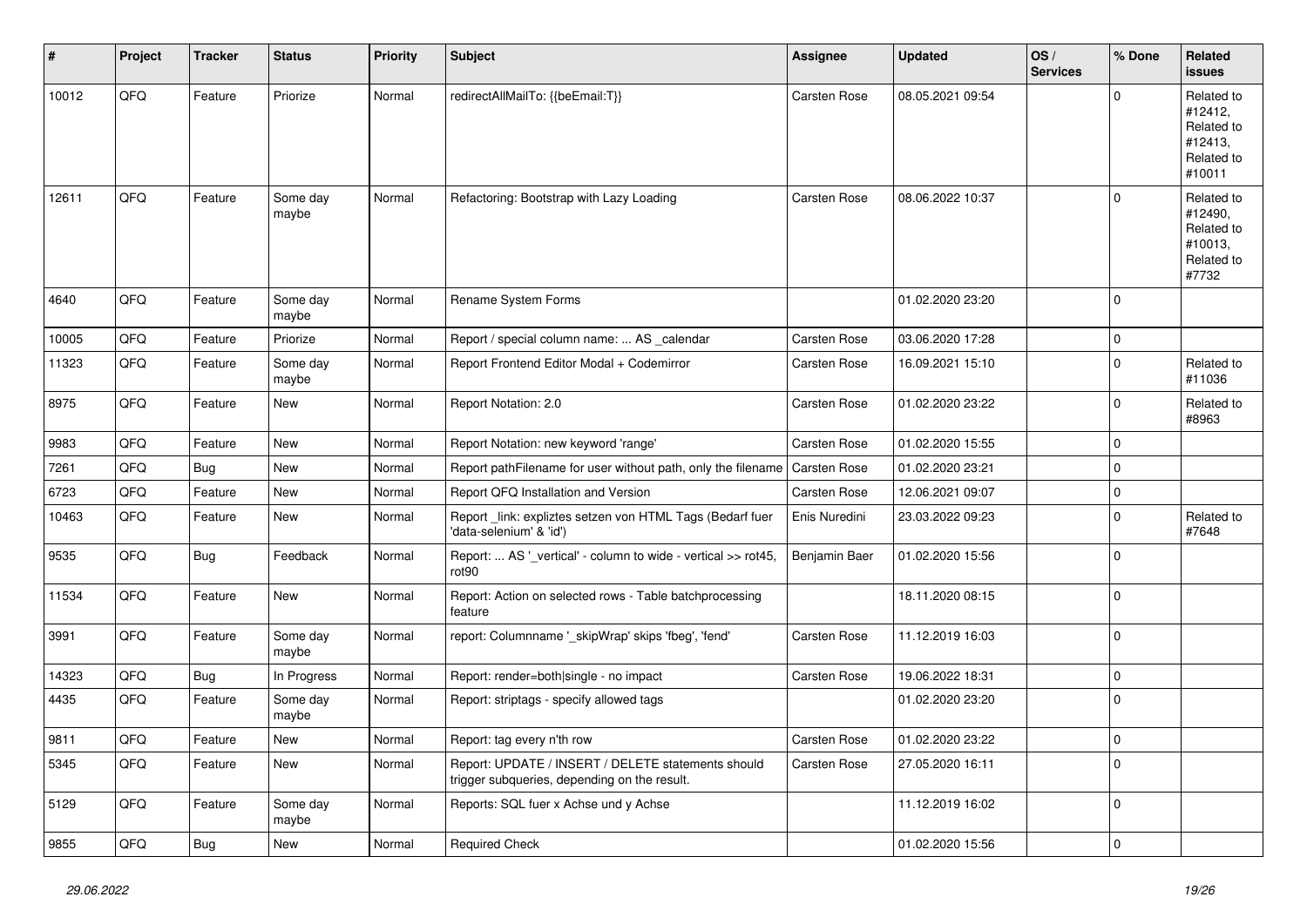| # | Project | Tracker | Status | Priority | Subject | Assignee | Updated | OS / Services | % Done | Related issues |
|---|---|---|---|---|---|---|---|---|---|---|
| 10012 | QFQ | Feature | Priorize | Normal | redirectAllMailTo: {{beEmail:T}} | Carsten Rose | 08.05.2021 09:54 | | 0 | Related to #12412, Related to #12413, Related to #10011 |
| 12611 | QFQ | Feature | Some day maybe | Normal | Refactoring: Bootstrap with Lazy Loading | Carsten Rose | 08.06.2022 10:37 | | 0 | Related to #12490, Related to #10013, Related to #7732 |
| 4640 | QFQ | Feature | Some day maybe | Normal | Rename System Forms | | 01.02.2020 23:20 | | 0 | |
| 10005 | QFQ | Feature | Priorize | Normal | Report / special column name: ... AS _calendar | Carsten Rose | 03.06.2020 17:28 | | 0 | |
| 11323 | QFQ | Feature | Some day maybe | Normal | Report Frontend Editor Modal + Codemirror | Carsten Rose | 16.09.2021 15:10 | | 0 | Related to #11036 |
| 8975 | QFQ | Feature | New | Normal | Report Notation: 2.0 | Carsten Rose | 01.02.2020 23:22 | | 0 | Related to #8963 |
| 9983 | QFQ | Feature | New | Normal | Report Notation: new keyword 'range' | Carsten Rose | 01.02.2020 15:55 | | 0 | |
| 7261 | QFQ | Bug | New | Normal | Report pathFilename for user without path, only the filename | Carsten Rose | 01.02.2020 23:21 | | 0 | |
| 6723 | QFQ | Feature | New | Normal | Report QFQ Installation and Version | Carsten Rose | 12.06.2021 09:07 | | 0 | |
| 10463 | QFQ | Feature | New | Normal | Report _link: expliztes setzen von HTML Tags (Bedarf fuer 'data-selenium' & 'id') | Enis Nuredini | 23.03.2022 09:23 | | 0 | Related to #7648 |
| 9535 | QFQ | Bug | Feedback | Normal | Report: ... AS '_vertical' - column to wide - vertical >> rot45, rot90 | Benjamin Baer | 01.02.2020 15:56 | | 0 | |
| 11534 | QFQ | Feature | New | Normal | Report: Action on selected rows - Table batchprocessing feature | | 18.11.2020 08:15 | | 0 | |
| 3991 | QFQ | Feature | Some day maybe | Normal | report: Columnname '_skipWrap' skips 'fbeg', 'fend' | Carsten Rose | 11.12.2019 16:03 | | 0 | |
| 14323 | QFQ | Bug | In Progress | Normal | Report: render=both\|single - no impact | Carsten Rose | 19.06.2022 18:31 | | 0 | |
| 4435 | QFQ | Feature | Some day maybe | Normal | Report: striptags - specify allowed tags | | 01.02.2020 23:20 | | 0 | |
| 9811 | QFQ | Feature | New | Normal | Report: tag every n'th row | Carsten Rose | 01.02.2020 23:22 | | 0 | |
| 5345 | QFQ | Feature | New | Normal | Report: UPDATE / INSERT / DELETE statements should trigger subqueries, depending on the result. | Carsten Rose | 27.05.2020 16:11 | | 0 | |
| 5129 | QFQ | Feature | Some day maybe | Normal | Reports: SQL fuer x Achse und y Achse | | 11.12.2019 16:02 | | 0 | |
| 9855 | QFQ | Bug | New | Normal | Required Check | | 01.02.2020 15:56 | | 0 | |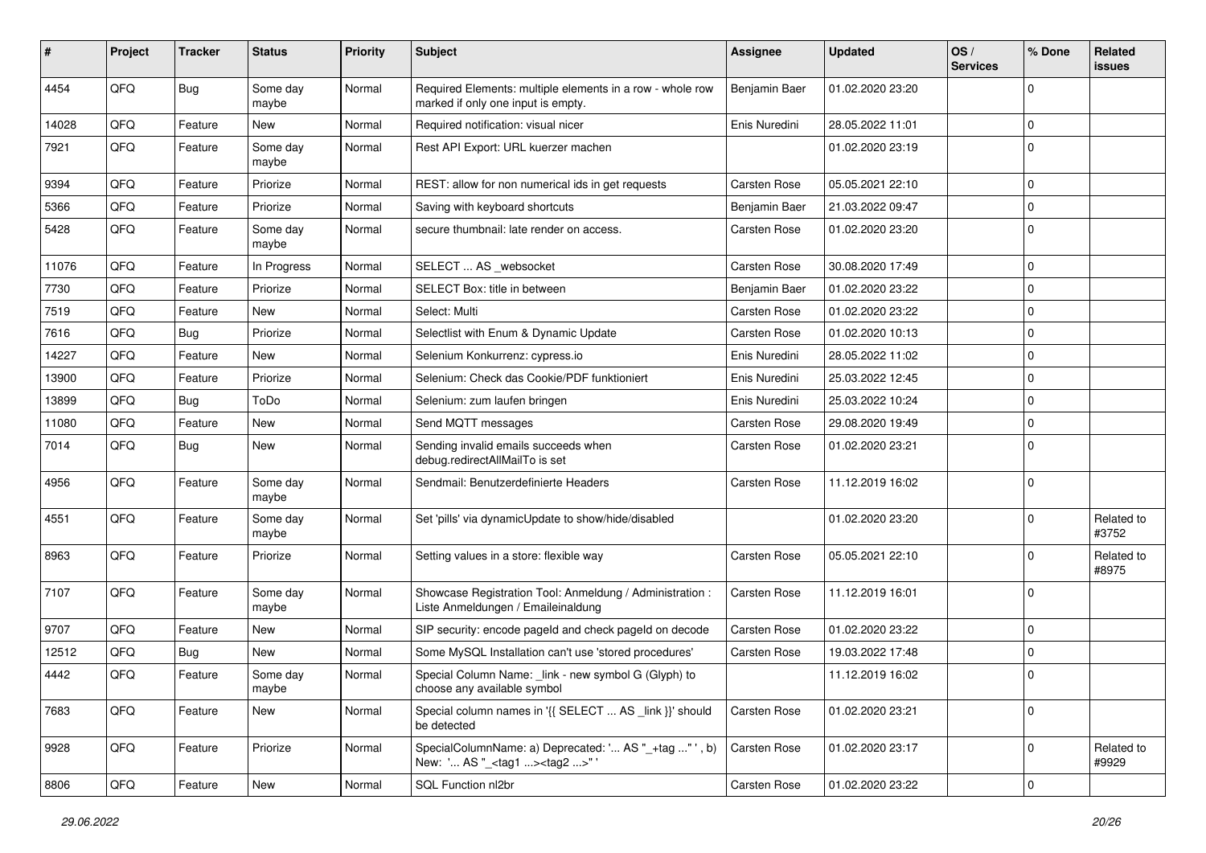| # | Project | Tracker | Status | Priority | Subject | Assignee | Updated | OS / Services | % Done | Related issues |
|---|---|---|---|---|---|---|---|---|---|---|
| 4454 | QFQ | Bug | Some day maybe | Normal | Required Elements: multiple elements in a row - whole row marked if only one input is empty. | Benjamin Baer | 01.02.2020 23:20 | | 0 | |
| 14028 | QFQ | Feature | New | Normal | Required notification: visual nicer | Enis Nuredini | 28.05.2022 11:01 | | 0 | |
| 7921 | QFQ | Feature | Some day maybe | Normal | Rest API Export: URL kuerzer machen | | 01.02.2020 23:19 | | 0 | |
| 9394 | QFQ | Feature | Priorize | Normal | REST: allow for non numerical ids in get requests | Carsten Rose | 05.05.2021 22:10 | | 0 | |
| 5366 | QFQ | Feature | Priorize | Normal | Saving with keyboard shortcuts | Benjamin Baer | 21.03.2022 09:47 | | 0 | |
| 5428 | QFQ | Feature | Some day maybe | Normal | secure thumbnail: late render on access. | Carsten Rose | 01.02.2020 23:20 | | 0 | |
| 11076 | QFQ | Feature | In Progress | Normal | SELECT ... AS _websocket | Carsten Rose | 30.08.2020 17:49 | | 0 | |
| 7730 | QFQ | Feature | Priorize | Normal | SELECT Box: title in between | Benjamin Baer | 01.02.2020 23:22 | | 0 | |
| 7519 | QFQ | Feature | New | Normal | Select: Multi | Carsten Rose | 01.02.2020 23:22 | | 0 | |
| 7616 | QFQ | Bug | Priorize | Normal | Selectlist with Enum & Dynamic Update | Carsten Rose | 01.02.2020 10:13 | | 0 | |
| 14227 | QFQ | Feature | New | Normal | Selenium Konkurrenz: cypress.io | Enis Nuredini | 28.05.2022 11:02 | | 0 | |
| 13900 | QFQ | Feature | Priorize | Normal | Selenium: Check das Cookie/PDF funktioniert | Enis Nuredini | 25.03.2022 12:45 | | 0 | |
| 13899 | QFQ | Bug | ToDo | Normal | Selenium: zum laufen bringen | Enis Nuredini | 25.03.2022 10:24 | | 0 | |
| 11080 | QFQ | Feature | New | Normal | Send MQTT messages | Carsten Rose | 29.08.2020 19:49 | | 0 | |
| 7014 | QFQ | Bug | New | Normal | Sending invalid emails succeeds when debug.redirectAllMailTo is set | Carsten Rose | 01.02.2020 23:21 | | 0 | |
| 4956 | QFQ | Feature | Some day maybe | Normal | Sendmail: Benutzerdefinierte Headers | Carsten Rose | 11.12.2019 16:02 | | 0 | |
| 4551 | QFQ | Feature | Some day maybe | Normal | Set 'pills' via dynamicUpdate to show/hide/disabled | | 01.02.2020 23:20 | | 0 | Related to #3752 |
| 8963 | QFQ | Feature | Priorize | Normal | Setting values in a store: flexible way | Carsten Rose | 05.05.2021 22:10 | | 0 | Related to #8975 |
| 7107 | QFQ | Feature | Some day maybe | Normal | Showcase Registration Tool: Anmeldung / Administration : Liste Anmeldungen / Emaileinaldung | Carsten Rose | 11.12.2019 16:01 | | 0 | |
| 9707 | QFQ | Feature | New | Normal | SIP security: encode pageId and check pageId on decode | Carsten Rose | 01.02.2020 23:22 | | 0 | |
| 12512 | QFQ | Bug | New | Normal | Some MySQL Installation can't use 'stored procedures' | Carsten Rose | 19.03.2022 17:48 | | 0 | |
| 4442 | QFQ | Feature | Some day maybe | Normal | Special Column Name: _link - new symbol G (Glyph) to choose any available symbol | | 11.12.2019 16:02 | | 0 | |
| 7683 | QFQ | Feature | New | Normal | Special column names in '{{ SELECT ... AS _link }}' should be detected | Carsten Rose | 01.02.2020 23:21 | | 0 | |
| 9928 | QFQ | Feature | Priorize | Normal | SpecialColumnName: a) Deprecated: '... AS "_+tag ..." ', b) New: '... AS "_<tag1 ...><tag2 ...>" ' | Carsten Rose | 01.02.2020 23:17 | | 0 | Related to #9929 |
| 8806 | QFQ | Feature | New | Normal | SQL Function nl2br | Carsten Rose | 01.02.2020 23:22 | | 0 | |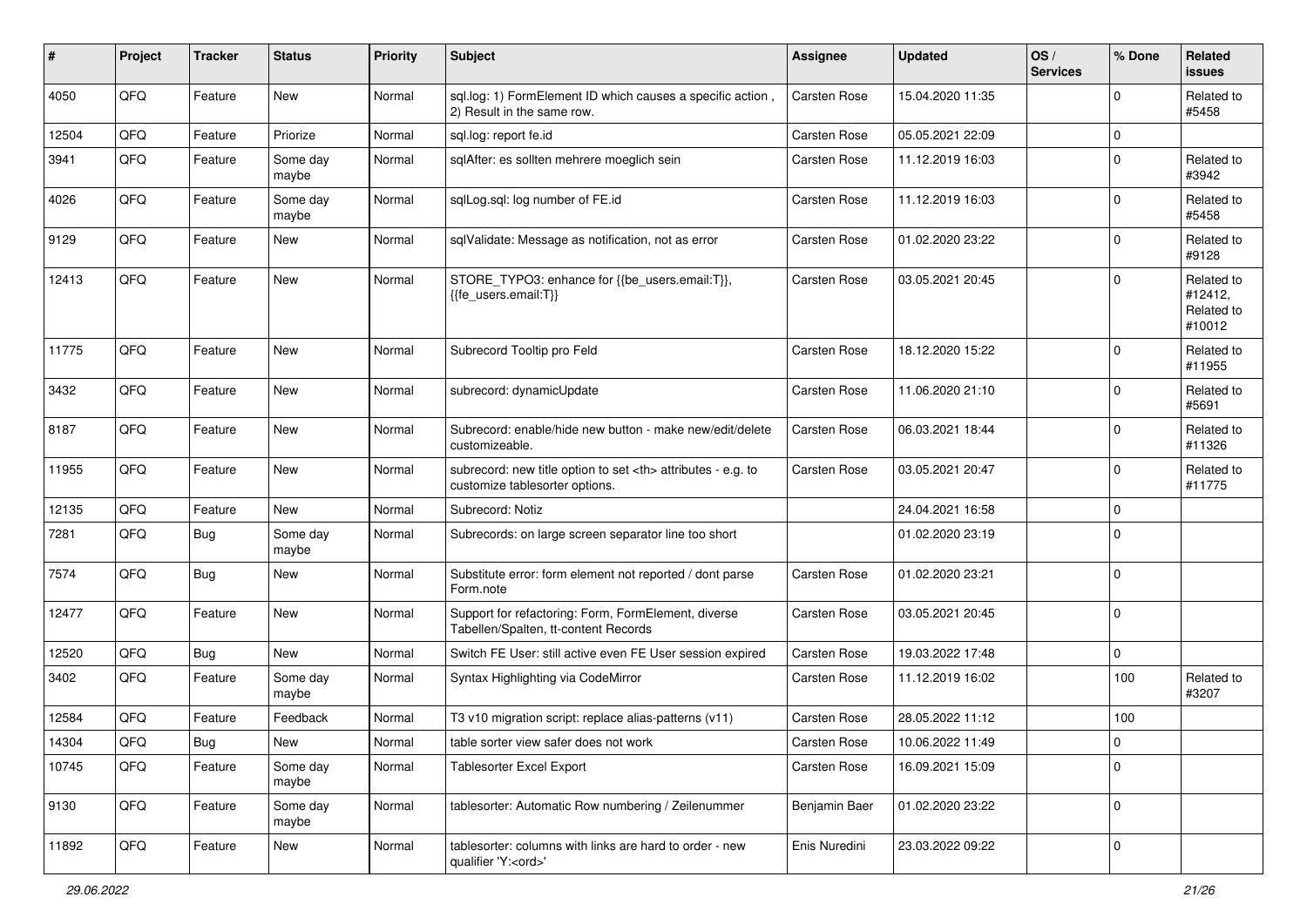| # | Project | Tracker | Status | Priority | Subject | Assignee | Updated | OS / Services | % Done | Related issues |
|---|---|---|---|---|---|---|---|---|---|---|
| 4050 | QFQ | Feature | New | Normal | sql.log: 1) FormElement ID which causes a specific action , 2) Result in the same row. | Carsten Rose | 15.04.2020 11:35 | | 0 | Related to #5458 |
| 12504 | QFQ | Feature | Priorize | Normal | sql.log: report fe.id | Carsten Rose | 05.05.2021 22:09 | | 0 | |
| 3941 | QFQ | Feature | Some day maybe | Normal | sqlAfter: es sollten mehrere moeglich sein | Carsten Rose | 11.12.2019 16:03 | | 0 | Related to #3942 |
| 4026 | QFQ | Feature | Some day maybe | Normal | sqlLog.sql: log number of FE.id | Carsten Rose | 11.12.2019 16:03 | | 0 | Related to #5458 |
| 9129 | QFQ | Feature | New | Normal | sqlValidate: Message as notification, not as error | Carsten Rose | 01.02.2020 23:22 | | 0 | Related to #9128 |
| 12413 | QFQ | Feature | New | Normal | STORE_TYPO3: enhance for {{be_users.email:T}}, {{fe_users.email:T}} | Carsten Rose | 03.05.2021 20:45 | | 0 | Related to #12412, Related to #10012 |
| 11775 | QFQ | Feature | New | Normal | Subrecord Tooltip pro Feld | Carsten Rose | 18.12.2020 15:22 | | 0 | Related to #11955 |
| 3432 | QFQ | Feature | New | Normal | subrecord: dynamicUpdate | Carsten Rose | 11.06.2020 21:10 | | 0 | Related to #5691 |
| 8187 | QFQ | Feature | New | Normal | Subrecord: enable/hide new button - make new/edit/delete customizeable. | Carsten Rose | 06.03.2021 18:44 | | 0 | Related to #11326 |
| 11955 | QFQ | Feature | New | Normal | subrecord: new title option to set <th> attributes - e.g. to customize tablesorter options. | Carsten Rose | 03.05.2021 20:47 | | 0 | Related to #11775 |
| 12135 | QFQ | Feature | New | Normal | Subrecord: Notiz | | 24.04.2021 16:58 | | 0 | |
| 7281 | QFQ | Bug | Some day maybe | Normal | Subrecords: on large screen separator line too short | | 01.02.2020 23:19 | | 0 | |
| 7574 | QFQ | Bug | New | Normal | Substitute error: form element not reported / dont parse Form.note | Carsten Rose | 01.02.2020 23:21 | | 0 | |
| 12477 | QFQ | Feature | New | Normal | Support for refactoring: Form, FormElement, diverse Tabellen/Spalten, tt-content Records | Carsten Rose | 03.05.2021 20:45 | | 0 | |
| 12520 | QFQ | Bug | New | Normal | Switch FE User: still active even FE User session expired | Carsten Rose | 19.03.2022 17:48 | | 0 | |
| 3402 | QFQ | Feature | Some day maybe | Normal | Syntax Highlighting via CodeMirror | Carsten Rose | 11.12.2019 16:02 | | 100 | Related to #3207 |
| 12584 | QFQ | Feature | Feedback | Normal | T3 v10 migration script: replace alias-patterns (v11) | Carsten Rose | 28.05.2022 11:12 | | 100 | |
| 14304 | QFQ | Bug | New | Normal | table sorter view safer does not work | Carsten Rose | 10.06.2022 11:49 | | 0 | |
| 10745 | QFQ | Feature | Some day maybe | Normal | Tablesorter Excel Export | Carsten Rose | 16.09.2021 15:09 | | 0 | |
| 9130 | QFQ | Feature | Some day maybe | Normal | tablesorter: Automatic Row numbering / Zeilenummer | Benjamin Baer | 01.02.2020 23:22 | | 0 | |
| 11892 | QFQ | Feature | New | Normal | tablesorter: columns with links are hard to order - new qualifier 'Y:<ord>' | Enis Nuredini | 23.03.2022 09:22 | | 0 | |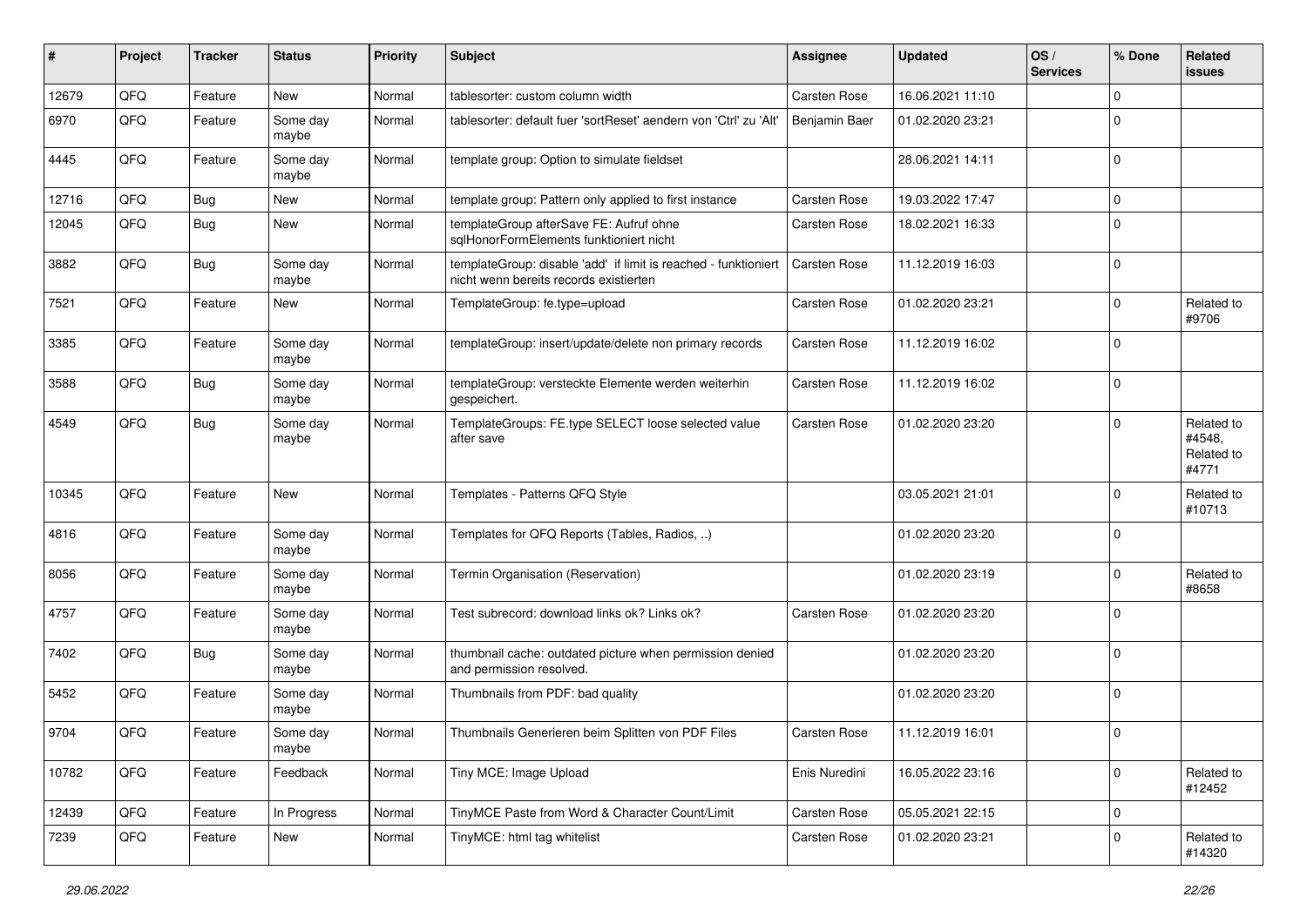| # | Project | Tracker | Status | Priority | Subject | Assignee | Updated | OS / Services | % Done | Related issues |
|---|---|---|---|---|---|---|---|---|---|---|
| 12679 | QFQ | Feature | New | Normal | tablesorter: custom column width | Carsten Rose | 16.06.2021 11:10 | | 0 | |
| 6970 | QFQ | Feature | Some day maybe | Normal | tablesorter: default fuer 'sortReset' aendern von 'Ctrl' zu 'Alt' | Benjamin Baer | 01.02.2020 23:21 | | 0 | |
| 4445 | QFQ | Feature | Some day maybe | Normal | template group: Option to simulate fieldset | | 28.06.2021 14:11 | | 0 | |
| 12716 | QFQ | Bug | New | Normal | template group: Pattern only applied to first instance | Carsten Rose | 19.03.2022 17:47 | | 0 | |
| 12045 | QFQ | Bug | New | Normal | templateGroup afterSave FE: Aufruf ohne sqlHonorFormElements funktioniert nicht | Carsten Rose | 18.02.2021 16:33 | | 0 | |
| 3882 | QFQ | Bug | Some day maybe | Normal | templateGroup: disable 'add' if limit is reached - funktioniert nicht wenn bereits records existierten | Carsten Rose | 11.12.2019 16:03 | | 0 | |
| 7521 | QFQ | Feature | New | Normal | TemplateGroup: fe.type=upload | Carsten Rose | 01.02.2020 23:21 | | 0 | Related to #9706 |
| 3385 | QFQ | Feature | Some day maybe | Normal | templateGroup: insert/update/delete non primary records | Carsten Rose | 11.12.2019 16:02 | | 0 | |
| 3588 | QFQ | Bug | Some day maybe | Normal | templateGroup: versteckte Elemente werden weiterhin gespeichert. | Carsten Rose | 11.12.2019 16:02 | | 0 | |
| 4549 | QFQ | Bug | Some day maybe | Normal | TemplateGroups: FE.type SELECT loose selected value after save | Carsten Rose | 01.02.2020 23:20 | | 0 | Related to #4548, Related to #4771 |
| 10345 | QFQ | Feature | New | Normal | Templates - Patterns QFQ Style | | 03.05.2021 21:01 | | 0 | Related to #10713 |
| 4816 | QFQ | Feature | Some day maybe | Normal | Templates for QFQ Reports (Tables, Radios, ..) | | 01.02.2020 23:20 | | 0 | |
| 8056 | QFQ | Feature | Some day maybe | Normal | Termin Organisation (Reservation) | | 01.02.2020 23:19 | | 0 | Related to #8658 |
| 4757 | QFQ | Feature | Some day maybe | Normal | Test subrecord: download links ok? Links ok? | Carsten Rose | 01.02.2020 23:20 | | 0 | |
| 7402 | QFQ | Bug | Some day maybe | Normal | thumbnail cache: outdated picture when permission denied and permission resolved. | | 01.02.2020 23:20 | | 0 | |
| 5452 | QFQ | Feature | Some day maybe | Normal | Thumbnails from PDF: bad quality | | 01.02.2020 23:20 | | 0 | |
| 9704 | QFQ | Feature | Some day maybe | Normal | Thumbnails Generieren beim Splitten von PDF Files | Carsten Rose | 11.12.2019 16:01 | | 0 | |
| 10782 | QFQ | Feature | Feedback | Normal | Tiny MCE: Image Upload | Enis Nuredini | 16.05.2022 23:16 | | 0 | Related to #12452 |
| 12439 | QFQ | Feature | In Progress | Normal | TinyMCE Paste from Word & Character Count/Limit | Carsten Rose | 05.05.2021 22:15 | | 0 | |
| 7239 | QFQ | Feature | New | Normal | TinyMCE: html tag whitelist | Carsten Rose | 01.02.2020 23:21 | | 0 | Related to #14320 |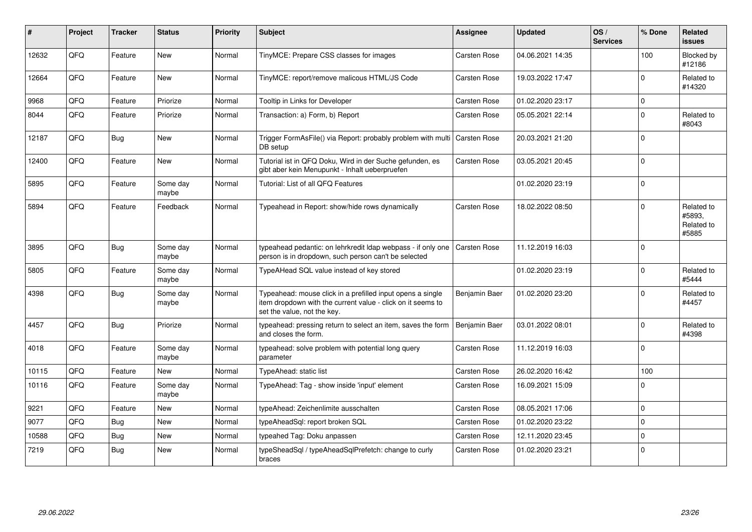| # | Project | Tracker | Status | Priority | Subject | Assignee | Updated | OS / Services | % Done | Related issues |
|---|---|---|---|---|---|---|---|---|---|---|
| 12632 | QFQ | Feature | New | Normal | TinyMCE: Prepare CSS classes for images | Carsten Rose | 04.06.2021 14:35 | | 100 | Blocked by #12186 |
| 12664 | QFQ | Feature | New | Normal | TinyMCE: report/remove malicous HTML/JS Code | Carsten Rose | 19.03.2022 17:47 | | 0 | Related to #14320 |
| 9968 | QFQ | Feature | Priorize | Normal | Tooltip in Links for Developer | Carsten Rose | 01.02.2020 23:17 | | 0 | |
| 8044 | QFQ | Feature | Priorize | Normal | Transaction: a) Form, b) Report | Carsten Rose | 05.05.2021 22:14 | | 0 | Related to #8043 |
| 12187 | QFQ | Bug | New | Normal | Trigger FormAsFile() via Report: probably problem with multi DB setup | Carsten Rose | 20.03.2021 21:20 | | 0 | |
| 12400 | QFQ | Feature | New | Normal | Tutorial ist in QFQ Doku, Wird in der Suche gefunden, es gibt aber kein Menupunkt - Inhalt ueberpruefen | Carsten Rose | 03.05.2021 20:45 | | 0 | |
| 5895 | QFQ | Feature | Some day maybe | Normal | Tutorial: List of all QFQ Features | | 01.02.2020 23:19 | | 0 | |
| 5894 | QFQ | Feature | Feedback | Normal | Typeahead in Report: show/hide rows dynamically | Carsten Rose | 18.02.2022 08:50 | | 0 | Related to #5893, Related to #5885 |
| 3895 | QFQ | Bug | Some day maybe | Normal | typeahead pedantic: on lehrkredit ldap webpass - if only one person is in dropdown, such person can't be selected | Carsten Rose | 11.12.2019 16:03 | | 0 | |
| 5805 | QFQ | Feature | Some day maybe | Normal | TypeAHead SQL value instead of key stored | | 01.02.2020 23:19 | | 0 | Related to #5444 |
| 4398 | QFQ | Bug | Some day maybe | Normal | Typeahead: mouse click in a prefilled input opens a single item dropdown with the current value - click on it seems to set the value, not the key. | Benjamin Baer | 01.02.2020 23:20 | | 0 | Related to #4457 |
| 4457 | QFQ | Bug | Priorize | Normal | typeahead: pressing return to select an item, saves the form and closes the form. | Benjamin Baer | 03.01.2022 08:01 | | 0 | Related to #4398 |
| 4018 | QFQ | Feature | Some day maybe | Normal | typeahead: solve problem with potential long query parameter | Carsten Rose | 11.12.2019 16:03 | | 0 | |
| 10115 | QFQ | Feature | New | Normal | TypeAhead: static list | Carsten Rose | 26.02.2020 16:42 | | 100 | |
| 10116 | QFQ | Feature | Some day maybe | Normal | TypeAhead: Tag - show inside 'input' element | Carsten Rose | 16.09.2021 15:09 | | 0 | |
| 9221 | QFQ | Feature | New | Normal | typeAhead: Zeichenlimite ausschalten | Carsten Rose | 08.05.2021 17:06 | | 0 | |
| 9077 | QFQ | Bug | New | Normal | typeAheadSql: report broken SQL | Carsten Rose | 01.02.2020 23:22 | | 0 | |
| 10588 | QFQ | Bug | New | Normal | typeahed Tag: Doku anpassen | Carsten Rose | 12.11.2020 23:45 | | 0 | |
| 7219 | QFQ | Bug | New | Normal | typeSheadSql / typeAheadSqlPrefetch: change to curly braces | Carsten Rose | 01.02.2020 23:21 | | 0 | |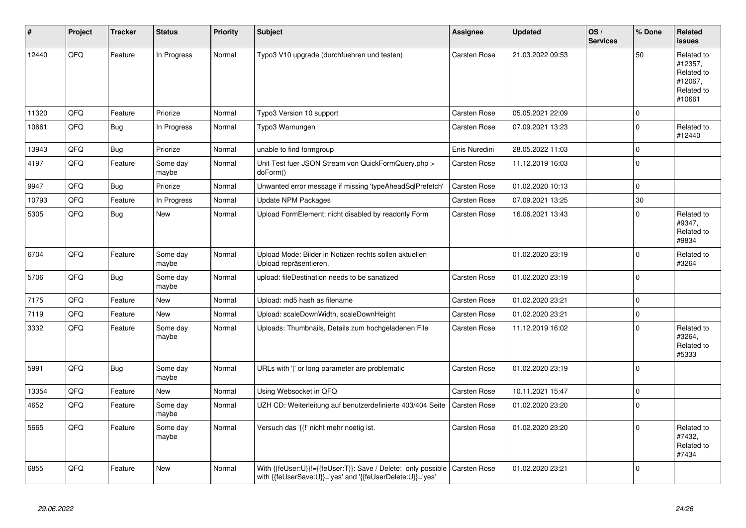| # | Project | Tracker | Status | Priority | Subject | Assignee | Updated | OS / Services | % Done | Related issues |
|---|---|---|---|---|---|---|---|---|---|---|
| 12440 | QFQ | Feature | In Progress | Normal | Typo3 V10 upgrade (durchfuehren und testen) | Carsten Rose | 21.03.2022 09:53 | | 50 | Related to #12357, Related to #12067, Related to #10661 |
| 11320 | QFQ | Feature | Priorize | Normal | Typo3 Version 10 support | Carsten Rose | 05.05.2021 22:09 | | 0 | |
| 10661 | QFQ | Bug | In Progress | Normal | Typo3 Warnungen | Carsten Rose | 07.09.2021 13:23 | | 0 | Related to #12440 |
| 13943 | QFQ | Bug | Priorize | Normal | unable to find formgroup | Enis Nuredini | 28.05.2022 11:03 | | 0 | |
| 4197 | QFQ | Feature | Some day maybe | Normal | Unit Test fuer JSON Stream von QuickFormQuery.php > doForm() | Carsten Rose | 11.12.2019 16:03 | | 0 | |
| 9947 | QFQ | Bug | Priorize | Normal | Unwanted error message if missing 'typeAheadSqlPrefetch' | Carsten Rose | 01.02.2020 10:13 | | 0 | |
| 10793 | QFQ | Feature | In Progress | Normal | Update NPM Packages | Carsten Rose | 07.09.2021 13:25 | | 30 | |
| 5305 | QFQ | Bug | New | Normal | Upload FormElement: nicht disabled by readonly Form | Carsten Rose | 16.06.2021 13:43 | | 0 | Related to #9347, Related to #9834 |
| 6704 | QFQ | Feature | Some day maybe | Normal | Upload Mode: Bilder in Notizen rechts sollen aktuellen Upload repräsentieren. | | 01.02.2020 23:19 | | 0 | Related to #3264 |
| 5706 | QFQ | Bug | Some day maybe | Normal | upload: fileDestination needs to be sanatized | Carsten Rose | 01.02.2020 23:19 | | 0 | |
| 7175 | QFQ | Feature | New | Normal | Upload: md5 hash as filename | Carsten Rose | 01.02.2020 23:21 | | 0 | |
| 7119 | QFQ | Feature | New | Normal | Upload: scaleDownWidth, scaleDownHeight | Carsten Rose | 01.02.2020 23:21 | | 0 | |
| 3332 | QFQ | Feature | Some day maybe | Normal | Uploads: Thumbnails, Details zum hochgeladenen File | Carsten Rose | 11.12.2019 16:02 | | 0 | Related to #3264, Related to #5333 |
| 5991 | QFQ | Bug | Some day maybe | Normal | URLs with '\|' or long parameter are problematic | Carsten Rose | 01.02.2020 23:19 | | 0 | |
| 13354 | QFQ | Feature | New | Normal | Using Websocket in QFQ | Carsten Rose | 10.11.2021 15:47 | | 0 | |
| 4652 | QFQ | Feature | Some day maybe | Normal | UZH CD: Weiterleitung auf benutzerdefinierte 403/404 Seite | Carsten Rose | 01.02.2020 23:20 | | 0 | |
| 5665 | QFQ | Feature | Some day maybe | Normal | Versuch das '{{!' nicht mehr noetig ist. | Carsten Rose | 01.02.2020 23:20 | | 0 | Related to #7432, Related to #7434 |
| 6855 | QFQ | Feature | New | Normal | With {{feUser:U}}!={{feUser:T}}: Save / Delete: only possible with {{feUserSave:U}}='yes' and '{{feUserDelete:U}}='yes' | Carsten Rose | 01.02.2020 23:21 | | 0 | |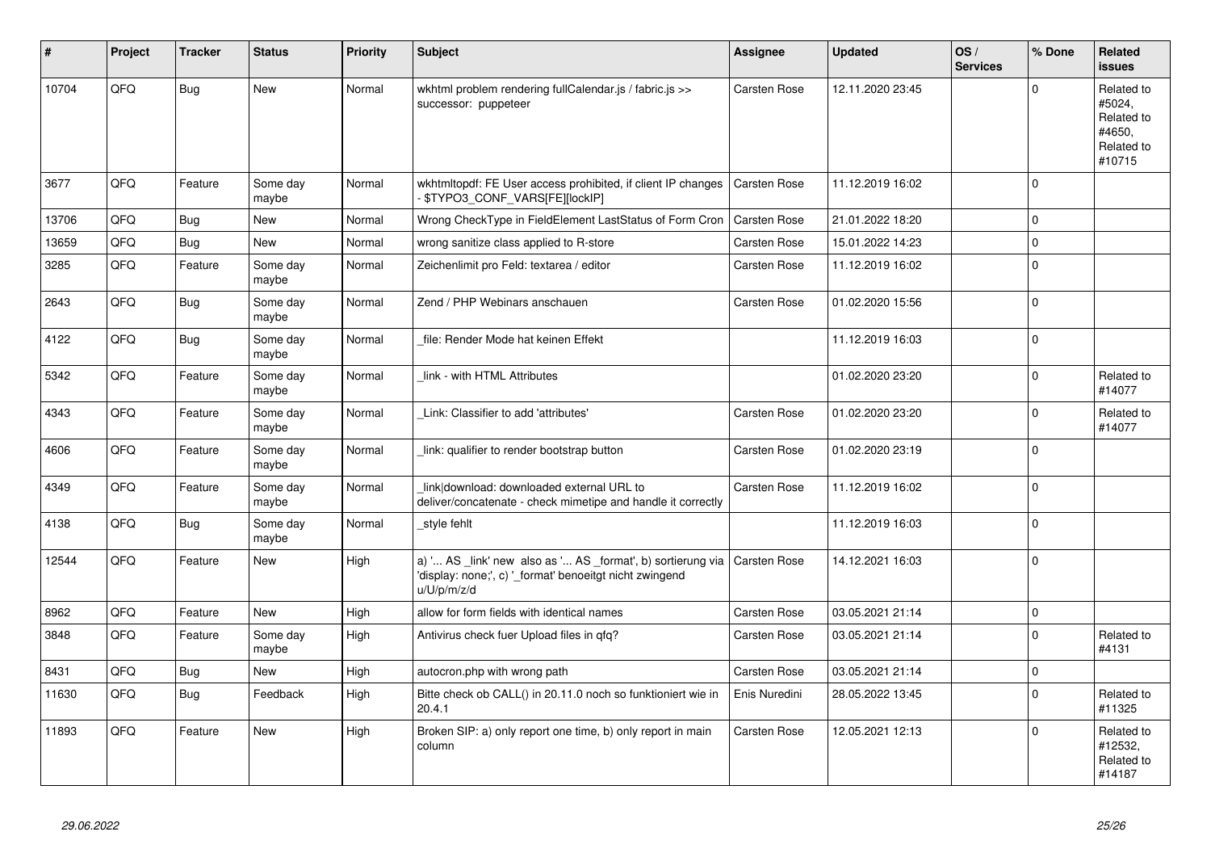| # | Project | Tracker | Status | Priority | Subject | Assignee | Updated | OS / Services | % Done | Related issues |
|---|---|---|---|---|---|---|---|---|---|---|
| 10704 | QFQ | Bug | New | Normal | wkhtml problem rendering fullCalendar.js / fabric.js >> successor: puppeteer | Carsten Rose | 12.11.2020 23:45 | | 0 | Related to #5024, Related to #4650, Related to #10715 |
| 3677 | QFQ | Feature | Some day maybe | Normal | wkhtmltopdf: FE User access prohibited, if client IP changes - $TYPO3_CONF_VARS[FE][lockIP] | Carsten Rose | 11.12.2019 16:02 | | 0 | |
| 13706 | QFQ | Bug | New | Normal | Wrong CheckType in FieldElement LastStatus of Form Cron | Carsten Rose | 21.01.2022 18:20 | | 0 | |
| 13659 | QFQ | Bug | New | Normal | wrong sanitize class applied to R-store | Carsten Rose | 15.01.2022 14:23 | | 0 | |
| 3285 | QFQ | Feature | Some day maybe | Normal | Zeichenlimit pro Feld: textarea / editor | Carsten Rose | 11.12.2019 16:02 | | 0 | |
| 2643 | QFQ | Bug | Some day maybe | Normal | Zend / PHP Webinars anschauen | Carsten Rose | 01.02.2020 15:56 | | 0 | |
| 4122 | QFQ | Bug | Some day maybe | Normal | _file: Render Mode hat keinen Effekt | | 11.12.2019 16:03 | | 0 | |
| 5342 | QFQ | Feature | Some day maybe | Normal | _link - with HTML Attributes | | 01.02.2020 23:20 | | 0 | Related to #14077 |
| 4343 | QFQ | Feature | Some day maybe | Normal | _Link: Classifier to add 'attributes' | Carsten Rose | 01.02.2020 23:20 | | 0 | Related to #14077 |
| 4606 | QFQ | Feature | Some day maybe | Normal | _link: qualifier to render bootstrap button | Carsten Rose | 01.02.2020 23:19 | | 0 | |
| 4349 | QFQ | Feature | Some day maybe | Normal | _link\|download: downloaded external URL to deliver/concatenate - check mimetipe and handle it correctly | Carsten Rose | 11.12.2019 16:02 | | 0 | |
| 4138 | QFQ | Bug | Some day maybe | Normal | _style fehlt | | 11.12.2019 16:03 | | 0 | |
| 12544 | QFQ | Feature | New | High | a) '... AS _link' new also as '... AS _format', b) sortierung via 'display: none;', c) '_format' benoeitgt nicht zwingend u/U/p/m/z/d | Carsten Rose | 14.12.2021 16:03 | | 0 | |
| 8962 | QFQ | Feature | New | High | allow for form fields with identical names | Carsten Rose | 03.05.2021 21:14 | | 0 | |
| 3848 | QFQ | Feature | Some day maybe | High | Antivirus check fuer Upload files in qfq? | Carsten Rose | 03.05.2021 21:14 | | 0 | Related to #4131 |
| 8431 | QFQ | Bug | New | High | autocron.php with wrong path | Carsten Rose | 03.05.2021 21:14 | | 0 | |
| 11630 | QFQ | Bug | Feedback | High | Bitte check ob CALL() in 20.11.0 noch so funktioniert wie in 20.4.1 | Enis Nuredini | 28.05.2022 13:45 | | 0 | Related to #11325 |
| 11893 | QFQ | Feature | New | High | Broken SIP: a) only report one time, b) only report in main column | Carsten Rose | 12.05.2021 12:13 | | 0 | Related to #12532, Related to #14187 |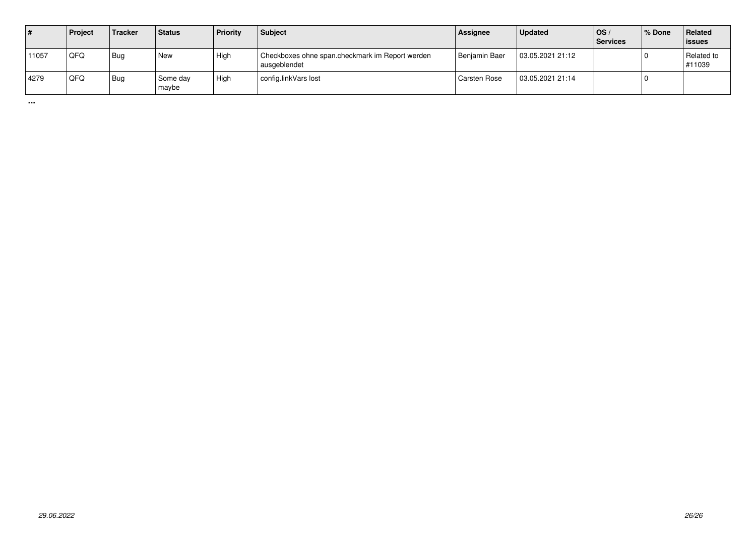| # | Project | Tracker | Status | Priority | Subject | Assignee | Updated | OS / Services | % Done | Related issues |
|---|---|---|---|---|---|---|---|---|---|---|
| 11057 | QFQ | Bug | New | High | Checkboxes ohne span.checkmark im Report werden ausgeblendet | Benjamin Baer | 03.05.2021 21:12 | | 0 | Related to #11039 |
| 4279 | QFQ | Bug | Some day maybe | High | config.linkVars lost | Carsten Rose | 03.05.2021 21:14 | | 0 | |

**...**

*29.06.2022*